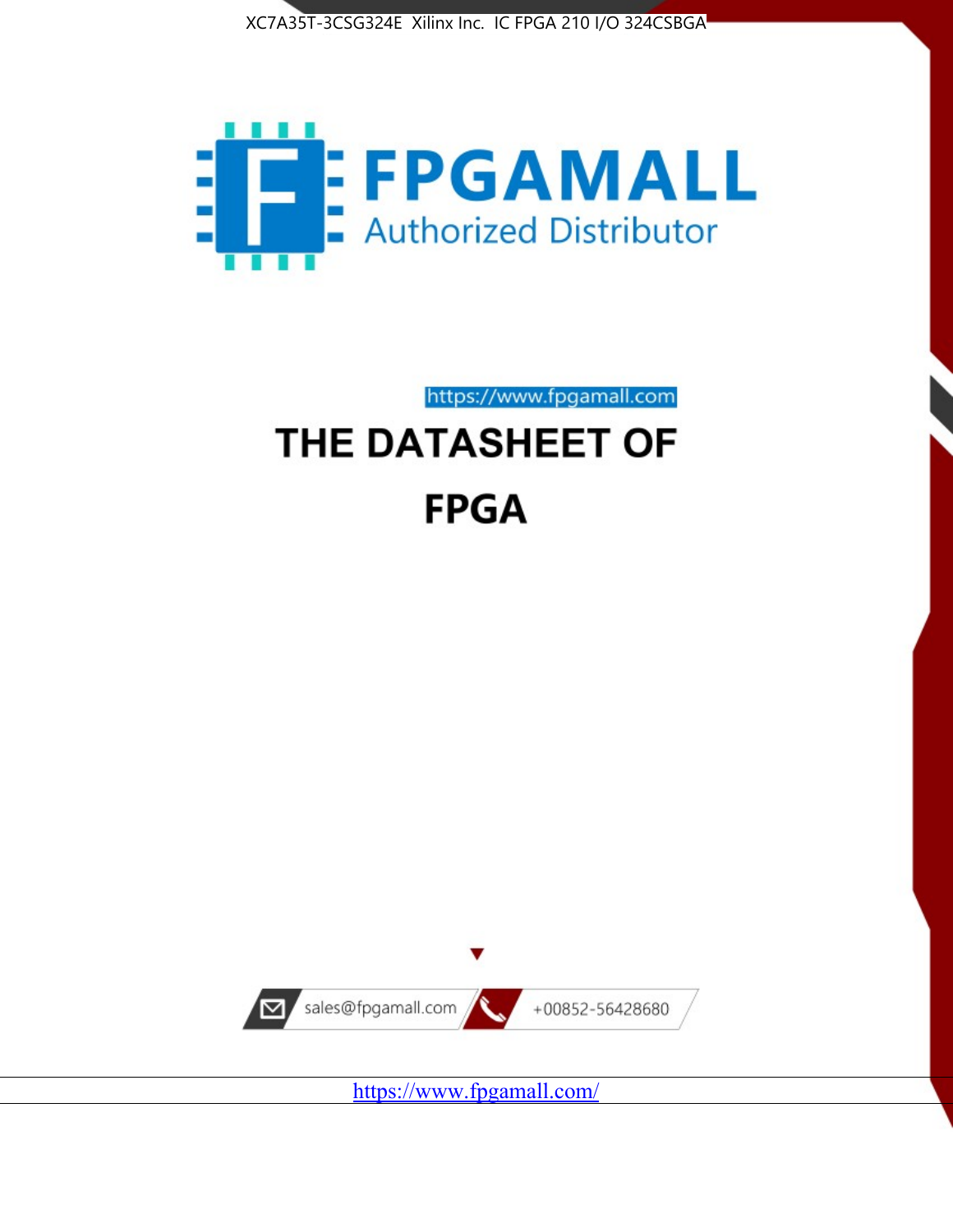XC7A35T-3CSG324E Xilinx Inc. IC FPGA 210 I/O 324CSBGA

FPGAMALL

Authorized Distributor

https://www.fpgamall.com

# THE DATASHEET OF

# FPGA

sales@fpgamall.com

+00852-56428680

https://www.fpgamall.com/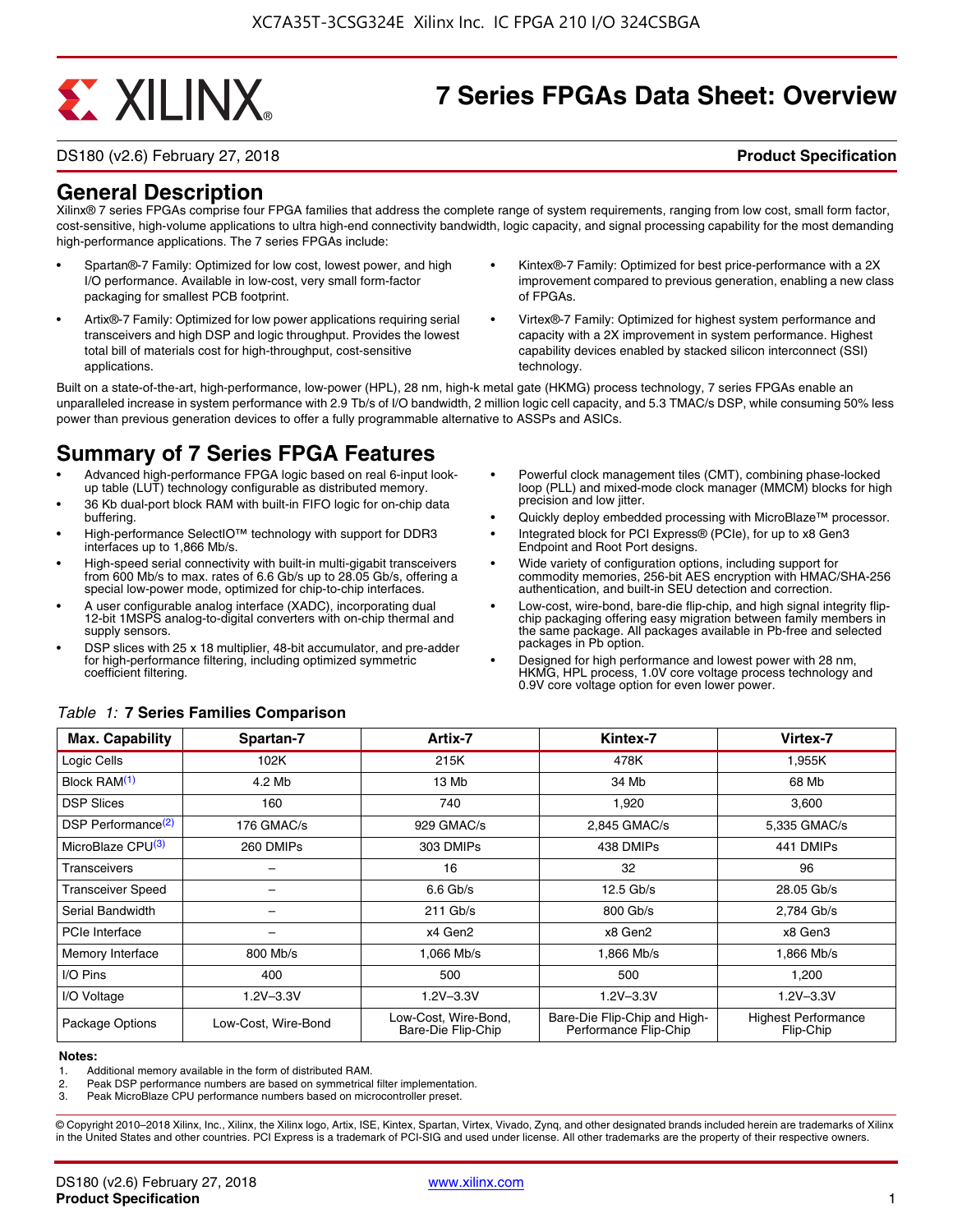# 7 Series FPGAs Data Sheet: Overview

DS180 (v2.6) February 27, 2018 **Product Specification**

## General Description

Xilinx® 7 series FPGAs comprise four FPGA families that address the complete range of system requirements, ranging from low cost, small form factor, cost-sensitive, high-volume applications to ultra high-end connectivity bandwidth, logic capacity, and signal processing capability for the most demanding high-performance applications. The 7 series FPGAs include:

- Spartan®-7 Family: Optimized for low cost, lowest power, and high I/O performance. Available in low-cost, very small form-factor packaging for smallest PCB footprint.
- Artix®-7 Family: Optimized for low power applications requiring serial transceivers and high DSP and logic throughput. Provides the lowest total bill of materials cost for high-throughput, cost-sensitive applications.
- Kintex®-7 Family: Optimized for best price-performance with a 2X improvement compared to previous generation, enabling a new class of FPGAs.
- Virtex®-7 Family: Optimized for highest system performance and capacity with a 2X improvement in system performance. Highest capability devices enabled by stacked silicon interconnect (SSI) technology.

Built on a state-of-the-art, high-performance, low-power (HPL), 28 nm, high-k metal gate (HKMG) process technology, 7 series FPGAs enable an unparalleled increase in system performance with 2.9 Tb/s of I/O bandwidth, 2 million logic cell capacity, and 5.3 TMAC/s DSP, while consuming 50% less power than previous generation devices to offer a fully programmable alternative to ASSPs and ASICs.

## Summary of 7 Series FPGA Features

- Advanced high-performance FPGA logic based on real 6-input look-up table (LUT) technology configurable as distributed memory.
- 36 Kb dual-port block RAM with built-in FIFO logic for on-chip data buffering.
- High-performance SelectIO™ technology with support for DDR3 interfaces up to 1,866 Mb/s.
- High-speed serial connectivity with built-in multi-gigabit transceivers from 600 Mb/s to max. rates of 6.6 Gb/s up to 28.05 Gb/s, offering a special low-power mode, optimized for chip-to-chip interfaces.
- A user configurable analog interface (XADC), incorporating dual 12-bit 1MSPS analog-to-digital converters with on-chip thermal and supply sensors.
- DSP slices with 25 x 18 multiplier, 48-bit accumulator, and pre-adder for high-performance filtering, including optimized symmetric coefficient filtering.
- Powerful clock management tiles (CMT), combining phase-locked loop (PLL) and mixed-mode clock manager (MMCM) blocks for high precision and low jitter.
- Quickly deploy embedded processing with MicroBlaze™ processor.
- Integrated block for PCI Express® (PCIe), for up to x8 Gen3 Endpoint and Root Port designs.
- Wide variety of configuration options, including support for commodity memories, 256-bit AES encryption with HMAC/SHA-256 authentication, and built-in SEU detection and correction.
- Low-cost, wire-bond, bare-die flip-chip, and high signal integrity flip-chip packaging offering easy migration between family members in the same package. All packages available in Pb-free and selected packages in Pb option.
- Designed for high performance and lowest power with 28 nm, HKMG, HPL process, 1.0V core voltage process technology and 0.9V core voltage option for even lower power.

*Table 1:* **7 Series Families Comparison**

| Max. Capability | Spartan-7 | Artix-7 | Kintex-7 | Virtex-7 |
|---|---|---|---|---|
| Logic Cells | 102K | 215K | 478K | 1,955K |
| Block RAM(1) | 4.2 Mb | 13 Mb | 34 Mb | 68 Mb |
| DSP Slices | 160 | 740 | 1,920 | 3,600 |
| DSP Performance(2) | 176 GMAC/s | 929 GMAC/s | 2,845 GMAC/s | 5,335 GMAC/s |
| MicroBlaze CPU(3) | 260 DMIPs | 303 DMIPs | 438 DMIPs | 441 DMIPs |
| Transceivers | – | 16 | 32 | 96 |
| Transceiver Speed | – | 6.6 Gb/s | 12.5 Gb/s | 28.05 Gb/s |
| Serial Bandwidth | – | 211 Gb/s | 800 Gb/s | 2,784 Gb/s |
| PCIe Interface | – | x4 Gen2 | x8 Gen2 | x8 Gen3 |
| Memory Interface | 800 Mb/s | 1,066 Mb/s | 1,866 Mb/s | 1,866 Mb/s |
| I/O Pins | 400 | 500 | 500 | 1,200 |
| I/O Voltage | 1.2V–3.3V | 1.2V–3.3V | 1.2V–3.3V | 1.2V–3.3V |
| Package Options | Low-Cost, Wire-Bond | Low-Cost, Wire-Bond, Bare-Die Flip-Chip | Bare-Die Flip-Chip and High-Performance Flip-Chip | Highest Performance Flip-Chip |

**Notes:**

1. Additional memory available in the form of distributed RAM.
2. Peak DSP performance numbers are based on symmetrical filter implementation.
3. Peak MicroBlaze CPU performance numbers based on microcontroller preset.

© Copyright 2010–2018 Xilinx, Inc., Xilinx, the Xilinx logo, Artix, ISE, Kintex, Spartan, Virtex, Vivado, Zynq, and other designated brands included herein are trademarks of Xilinx in the United States and other countries. PCI Express is a trademark of PCI-SIG and used under license. All other trademarks are the property of their respective owners.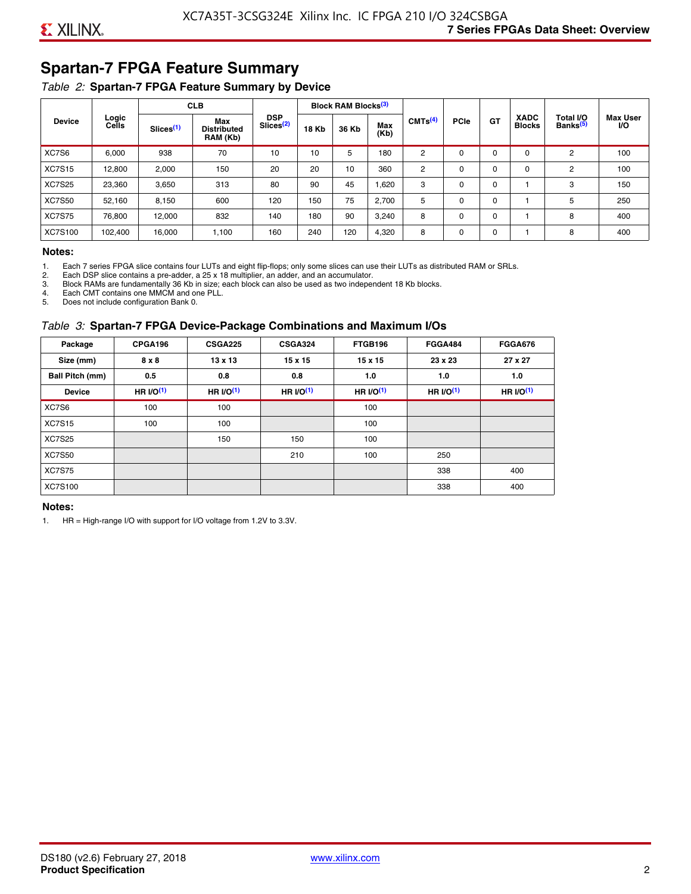## Spartan-7 FPGA Feature Summary

*Table 2:* **Spartan-7 FPGA Feature Summary by Device**

| Device | Logic Cells | CLB | | DSP Slices(2) | Block RAM Blocks(3) | | | CMTs(4) | PCIe | GT | XADC Blocks | Total I/O Banks(5) | Max User I/O |
|---|---|---|---|---|---|---|---|---|---|---|---|---|---|
| | | Slices(1) | Max Distributed RAM (Kb) | | 18 Kb | 36 Kb | Max (Kb) | | | | | | |
| XC7S6 | 6,000 | 938 | 70 | 10 | 10 | 5 | 180 | 2 | 0 | 0 | 0 | 2 | 100 |
| XC7S15 | 12,800 | 2,000 | 150 | 20 | 20 | 10 | 360 | 2 | 0 | 0 | 0 | 2 | 100 |
| XC7S25 | 23,360 | 3,650 | 313 | 80 | 90 | 45 | 1,620 | 3 | 0 | 0 | 1 | 3 | 150 |
| XC7S50 | 52,160 | 8,150 | 600 | 120 | 150 | 75 | 2,700 | 5 | 0 | 0 | 1 | 5 | 250 |
| XC7S75 | 76,800 | 12,000 | 832 | 140 | 180 | 90 | 3,240 | 8 | 0 | 0 | 1 | 8 | 400 |
| XC7S100 | 102,400 | 16,000 | 1,100 | 160 | 240 | 120 | 4,320 | 8 | 0 | 0 | 1 | 8 | 400 |

**Notes:**

1. Each 7 series FPGA slice contains four LUTs and eight flip-flops; only some slices can use their LUTs as distributed RAM or SRLs.
2. Each DSP slice contains a pre-adder, a 25 x 18 multiplier, an adder, and an accumulator.
3. Block RAMs are fundamentally 36 Kb in size; each block can also be used as two independent 18 Kb blocks.
4. Each CMT contains one MMCM and one PLL.
5. Does not include configuration Bank 0.

*Table 3:* **Spartan-7 FPGA Device-Package Combinations and Maximum I/Os**

| Package | CPGA196 | CSGA225 | CSGA324 | FTGB196 | FGGA484 | FGGA676 |
|---|---|---|---|---|---|---|
| Size (mm) | 8 x 8 | 13 x 13 | 15 x 15 | 15 x 15 | 23 x 23 | 27 x 27 |
| Ball Pitch (mm) | 0.5 | 0.8 | 0.8 | 1.0 | 1.0 | 1.0 |
| Device | HR I/O(1) | HR I/O(1) | HR I/O(1) | HR I/O(1) | HR I/O(1) | HR I/O(1) |
| XC7S6 | 100 | 100 | | 100 | | |
| XC7S15 | 100 | 100 | | 100 | | |
| XC7S25 | | 150 | 150 | 100 | | |
| XC7S50 | | | 210 | 100 | 250 | |
| XC7S75 | | | | | 338 | 400 |
| XC7S100 | | | | | 338 | 400 |

**Notes:**

1. HR = High-range I/O with support for I/O voltage from 1.2V to 3.3V.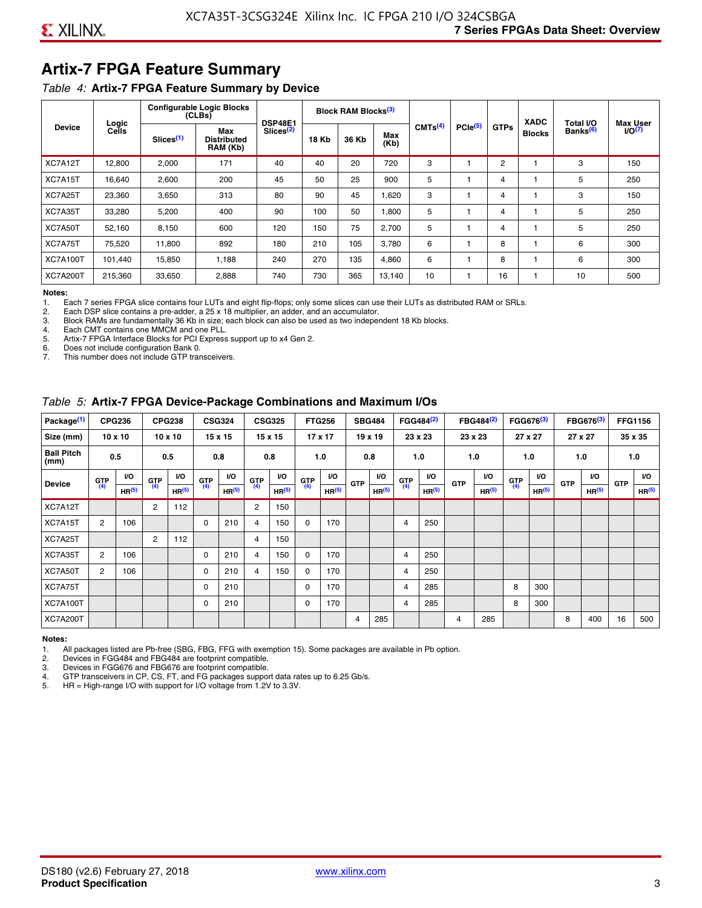# Artix-7 FPGA Feature Summary

*Table 4:* **Artix-7 FPGA Feature Summary by Device**

| Device | Logic Cells | Configurable Logic Blocks (CLBs) | | DSP48E1 Slices[2] | Block RAM Blocks[3] | | | CMTs[4] | PCIe[5] | GTPs | XADC Blocks | Total I/O Banks[6] | Max User I/O[7] |
|---|---|---|---|---|---|---|---|---|---|---|---|---|---|
| | | Slices[1] | Max Distributed RAM (Kb) | | 18 Kb | 36 Kb | Max (Kb) | | | | | | |
| XC7A12T | 12,800 | 2,000 | 171 | 40 | 40 | 20 | 720 | 3 | 1 | 2 | 1 | 3 | 150 |
| XC7A15T | 16,640 | 2,600 | 200 | 45 | 50 | 25 | 900 | 5 | 1 | 4 | 1 | 5 | 250 |
| XC7A25T | 23,360 | 3,650 | 313 | 80 | 90 | 45 | 1,620 | 3 | 1 | 4 | 1 | 3 | 150 |
| XC7A35T | 33,280 | 5,200 | 400 | 90 | 100 | 50 | 1,800 | 5 | 1 | 4 | 1 | 5 | 250 |
| XC7A50T | 52,160 | 8,150 | 600 | 120 | 150 | 75 | 2,700 | 5 | 1 | 4 | 1 | 5 | 250 |
| XC7A75T | 75,520 | 11,800 | 892 | 180 | 210 | 105 | 3,780 | 6 | 1 | 8 | 1 | 6 | 300 |
| XC7A100T | 101,440 | 15,850 | 1,188 | 240 | 270 | 135 | 4,860 | 6 | 1 | 8 | 1 | 6 | 300 |
| XC7A200T | 215,360 | 33,650 | 2,888 | 740 | 730 | 365 | 13,140 | 10 | 1 | 16 | 1 | 10 | 500 |

**Notes:**
1. Each 7 series FPGA slice contains four LUTs and eight flip-flops; only some slices can use their LUTs as distributed RAM or SRLs.
2. Each DSP slice contains a pre-adder, a 25 x 18 multiplier, an adder, and an accumulator.
3. Block RAMs are fundamentally 36 Kb in size; each block can also be used as two independent 18 Kb blocks.
4. Each CMT contains one MMCM and one PLL.
5. Artix-7 FPGA Interface Blocks for PCI Express support up to x4 Gen 2.
6. Does not include configuration Bank 0.
7. This number does not include GTP transceivers.

*Table 5:* **Artix-7 FPGA Device-Package Combinations and Maximum I/Os**

| Package[1] | CPG236 | | CPG238 | | CSG324 | | CSG325 | | FTG256 | | SBG484 | | FGG484[2] | | FBG484[2] | | FGG676[3] | | FBG676[3] | | FFG1156 | |
|---|---|---|---|---|---|---|---|---|---|---|---|---|---|---|---|---|---|---|---|---|---|---|
| Size (mm) | 10 x 10 | | 10 x 10 | | 15 x 15 | | 15 x 15 | | 17 x 17 | | 19 x 19 | | 23 x 23 | | 23 x 23 | | 27 x 27 | | 27 x 27 | | 35 x 35 | |
| Ball Pitch (mm) | 0.5 | | 0.5 | | 0.8 | | 0.8 | | 1.0 | | 0.8 | | 1.0 | | 1.0 | | 1.0 | | 1.0 | | 1.0 | |
| Device | GTP[4] | I/O HR[5] | GTP[4] | I/O HR[5] | GTP[4] | I/O HR[5] | GTP[4] | I/O HR[5] | GTP[4] | I/O HR[5] | GTP | I/O HR[5] | GTP[4] | I/O HR[5] | GTP | I/O HR[5] | GTP[4] | I/O HR[5] | GTP | I/O HR[5] | GTP | I/O HR[5] |
| XC7A12T | | | 2 | 112 | | | 2 | 150 | | | | | | | | | | | | | | |
| XC7A15T | 2 | 106 | | | 0 | 210 | 4 | 150 | 0 | 170 | | | 4 | 250 | | | | | | | | |
| XC7A25T | | | 2 | 112 | | | 4 | 150 | | | | | | | | | | | | | | |
| XC7A35T | 2 | 106 | | | 0 | 210 | 4 | 150 | 0 | 170 | | | 4 | 250 | | | | | | | | |
| XC7A50T | 2 | 106 | | | 0 | 210 | 4 | 150 | 0 | 170 | | | 4 | 250 | | | | | | | | |
| XC7A75T | | | | | 0 | 210 | | | 0 | 170 | | | 4 | 285 | | | 8 | 300 | | | | |
| XC7A100T | | | | | 0 | 210 | | | 0 | 170 | | | 4 | 285 | | | 8 | 300 | | | | |
| XC7A200T | | | | | | | | | | | 4 | 285 | | | 4 | 285 | | | 8 | 400 | 16 | 500 |

**Notes:**
1. All packages listed are Pb-free (SBG, FBG, FFG with exemption 15). Some packages are available in Pb option.
2. Devices in FGG484 and FBG484 are footprint compatible.
3. Devices in FGG676 and FBG676 are footprint compatible.
4. GTP transceivers in CP, CS, FT, and FG packages support data rates up to 6.25 Gb/s.
5. HR = High-range I/O with support for I/O voltage from 1.2V to 3.3V.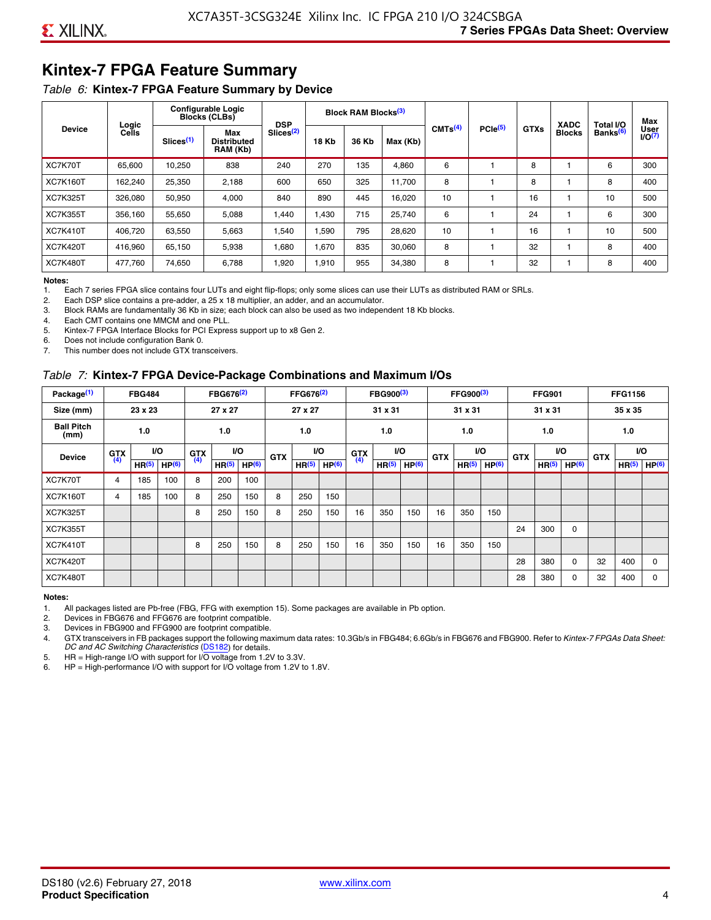# Kintex-7 FPGA Feature Summary

*Table 6:* **Kintex-7 FPGA Feature Summary by Device**

| Device | Logic Cells | Configurable Logic Blocks (CLBs) | | DSP Slices(2) | Block RAM Blocks(3) | | | CMTs(4) | PCIe(5) | GTXs | XADC Blocks | Total I/O Banks(6) | Max User I/O(7) |
|---|---|---|---|---|---|---|---|---|---|---|---|---|---|
| | | Slices(1) | Max Distributed RAM (Kb) | | 18 Kb | 36 Kb | Max (Kb) | | | | | | |
| XC7K70T | 65,600 | 10,250 | 838 | 240 | 270 | 135 | 4,860 | 6 | 1 | 8 | 1 | 6 | 300 |
| XC7K160T | 162,240 | 25,350 | 2,188 | 600 | 650 | 325 | 11,700 | 8 | 1 | 8 | 1 | 8 | 400 |
| XC7K325T | 326,080 | 50,950 | 4,000 | 840 | 890 | 445 | 16,020 | 10 | 1 | 16 | 1 | 10 | 500 |
| XC7K355T | 356,160 | 55,650 | 5,088 | 1,440 | 1,430 | 715 | 25,740 | 6 | 1 | 24 | 1 | 6 | 300 |
| XC7K410T | 406,720 | 63,550 | 5,663 | 1,540 | 1,590 | 795 | 28,620 | 10 | 1 | 16 | 1 | 10 | 500 |
| XC7K420T | 416,960 | 65,150 | 5,938 | 1,680 | 1,670 | 835 | 30,060 | 8 | 1 | 32 | 1 | 8 | 400 |
| XC7K480T | 477,760 | 74,650 | 6,788 | 1,920 | 1,910 | 955 | 34,380 | 8 | 1 | 32 | 1 | 8 | 400 |

**Notes:**
1. Each 7 series FPGA slice contains four LUTs and eight flip-flops; only some slices can use their LUTs as distributed RAM or SRLs.
2. Each DSP slice contains a pre-adder, a 25 x 18 multiplier, an adder, and an accumulator.
3. Block RAMs are fundamentally 36 Kb in size; each block can also be used as two independent 18 Kb blocks.
4. Each CMT contains one MMCM and one PLL.
5. Kintex-7 FPGA Interface Blocks for PCI Express support up to x8 Gen 2.
6. Does not include configuration Bank 0.
7. This number does not include GTX transceivers.

*Table 7:* **Kintex-7 FPGA Device-Package Combinations and Maximum I/Os**

| Package(1) | FBG484 | | | FBG676(2) | | | FFG676(2) | | | FBG900(3) | | | FFG900(3) | | | FFG901 | | | FFG1156 | | |
|---|---|---|---|---|---|---|---|---|---|---|---|---|---|---|---|---|---|---|---|---|---|
| Size (mm) | 23 x 23 | | | 27 x 27 | | | 27 x 27 | | | 31 x 31 | | | 31 x 31 | | | 31 x 31 | | | 35 x 35 | | |
| Ball Pitch (mm) | 1.0 | | | 1.0 | | | 1.0 | | | 1.0 | | | 1.0 | | | 1.0 | | | 1.0 | | |
| Device | GTX(4) | I/O | | GTX(4) | I/O | | GTX | I/O | | GTX(4) | I/O | | GTX | I/O | | GTX | I/O | | GTX | I/O | |
| | | HR(5) | HP(6) | | HR(5) | HP(6) | | HR(5) | HP(6) | | HR(5) | HP(6) | | HR(5) | HP(6) | | HR(5) | HP(6) | | HR(5) | HP(6) |
| XC7K70T | 4 | 185 | 100 | 8 | 200 | 100 | | | | | | | | | | | | | | | |
| XC7K160T | 4 | 185 | 100 | 8 | 250 | 150 | 8 | 250 | 150 | | | | | | | | | | | | |
| XC7K325T | | | | 8 | 250 | 150 | 8 | 250 | 150 | 16 | 350 | 150 | 16 | 350 | 150 | | | | | | |
| XC7K355T | | | | | | | | | | | | | | | | 24 | 300 | 0 | | | |
| XC7K410T | | | | 8 | 250 | 150 | 8 | 250 | 150 | 16 | 350 | 150 | 16 | 350 | 150 | | | | | | |
| XC7K420T | | | | | | | | | | | | | | | | 28 | 380 | 0 | 32 | 400 | 0 |
| XC7K480T | | | | | | | | | | | | | | | | 28 | 380 | 0 | 32 | 400 | 0 |

**Notes:**
1. All packages listed are Pb-free (FBG, FFG with exemption 15). Some packages are available in Pb option.
2. Devices in FBG676 and FFG676 are footprint compatible.
3. Devices in FBG900 and FFG900 are footprint compatible.
4. GTX transceivers in FB packages support the following maximum data rates: 10.3Gb/s in FBG484; 6.6Gb/s in FBG676 and FBG900. Refer to *Kintex-7 FPGAs Data Sheet: DC and AC Switching Characteristics* (DS182) for details.
5. HR = High-range I/O with support for I/O voltage from 1.2V to 3.3V.
6. HP = High-performance I/O with support for I/O voltage from 1.2V to 1.8V.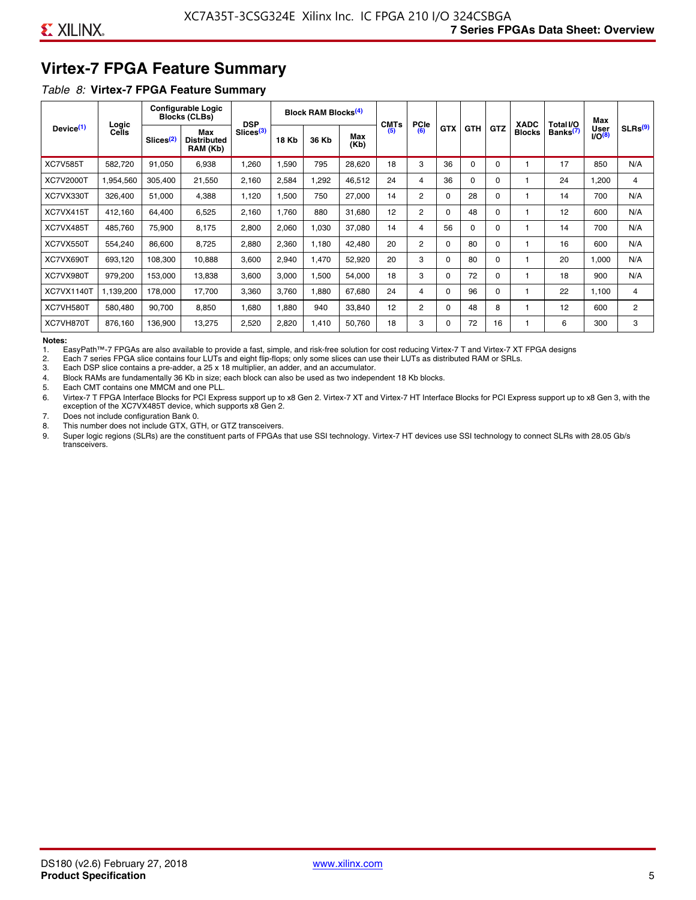## Virtex-7 FPGA Feature Summary

*Table 8:* **Virtex-7 FPGA Feature Summary**

| Device[1] | Logic Cells | Configurable Logic Blocks (CLBs) | | DSP Slices[3] | Block RAM Blocks[4] | | | CMTs[5] | PCIe[6] | GTX | GTH | GTZ | XADC Blocks | Total I/O Banks[7] | Max User I/O[8] | SLRs[9] |
|---|---|---|---|---|---|---|---|---|---|---|---|---|---|---|---|---|
| | | Slices[2] | Max Distributed RAM (Kb) | | 18 Kb | 36 Kb | Max (Kb) | | | | | | | | | |
| XC7V585T | 582,720 | 91,050 | 6,938 | 1,260 | 1,590 | 795 | 28,620 | 18 | 3 | 36 | 0 | 0 | 1 | 17 | 850 | N/A |
| XC7V2000T | 1,954,560 | 305,400 | 21,550 | 2,160 | 2,584 | 1,292 | 46,512 | 24 | 4 | 36 | 0 | 0 | 1 | 24 | 1,200 | 4 |
| XC7VX330T | 326,400 | 51,000 | 4,388 | 1,120 | 1,500 | 750 | 27,000 | 14 | 2 | 0 | 28 | 0 | 1 | 14 | 700 | N/A |
| XC7VX415T | 412,160 | 64,400 | 6,525 | 2,160 | 1,760 | 880 | 31,680 | 12 | 2 | 0 | 48 | 0 | 1 | 12 | 600 | N/A |
| XC7VX485T | 485,760 | 75,900 | 8,175 | 2,800 | 2,060 | 1,030 | 37,080 | 14 | 4 | 56 | 0 | 0 | 1 | 14 | 700 | N/A |
| XC7VX550T | 554,240 | 86,600 | 8,725 | 2,880 | 2,360 | 1,180 | 42,480 | 20 | 2 | 0 | 80 | 0 | 1 | 16 | 600 | N/A |
| XC7VX690T | 693,120 | 108,300 | 10,888 | 3,600 | 2,940 | 1,470 | 52,920 | 20 | 3 | 0 | 80 | 0 | 1 | 20 | 1,000 | N/A |
| XC7VX980T | 979,200 | 153,000 | 13,838 | 3,600 | 3,000 | 1,500 | 54,000 | 18 | 3 | 0 | 72 | 0 | 1 | 18 | 900 | N/A |
| XC7VX1140T | 1,139,200 | 178,000 | 17,700 | 3,360 | 3,760 | 1,880 | 67,680 | 24 | 4 | 0 | 96 | 0 | 1 | 22 | 1,100 | 4 |
| XC7VH580T | 580,480 | 90,700 | 8,850 | 1,680 | 1,880 | 940 | 33,840 | 12 | 2 | 0 | 48 | 8 | 1 | 12 | 600 | 2 |
| XC7VH870T | 876,160 | 136,900 | 13,275 | 2,520 | 2,820 | 1,410 | 50,760 | 18 | 3 | 0 | 72 | 16 | 1 | 6 | 300 | 3 |

**Notes:**

1. EasyPath™-7 FPGAs are also available to provide a fast, simple, and risk-free solution for cost reducing Virtex-7 T and Virtex-7 XT FPGA designs
2. Each 7 series FPGA slice contains four LUTs and eight flip-flops; only some slices can use their LUTs as distributed RAM or SRLs.
3. Each DSP slice contains a pre-adder, a 25 x 18 multiplier, an adder, and an accumulator.
4. Block RAMs are fundamentally 36 Kb in size; each block can also be used as two independent 18 Kb blocks.
5. Each CMT contains one MMCM and one PLL.
6. Virtex-7 T FPGA Interface Blocks for PCI Express support up to x8 Gen 2. Virtex-7 XT and Virtex-7 HT Interface Blocks for PCI Express support up to x8 Gen 3, with the exception of the XC7VX485T device, which supports x8 Gen 2.
7. Does not include configuration Bank 0.
8. This number does not include GTX, GTH, or GTZ transceivers.
9. Super logic regions (SLRs) are the constituent parts of FPGAs that use SSI technology. Virtex-7 HT devices use SSI technology to connect SLRs with 28.05 Gb/s transceivers.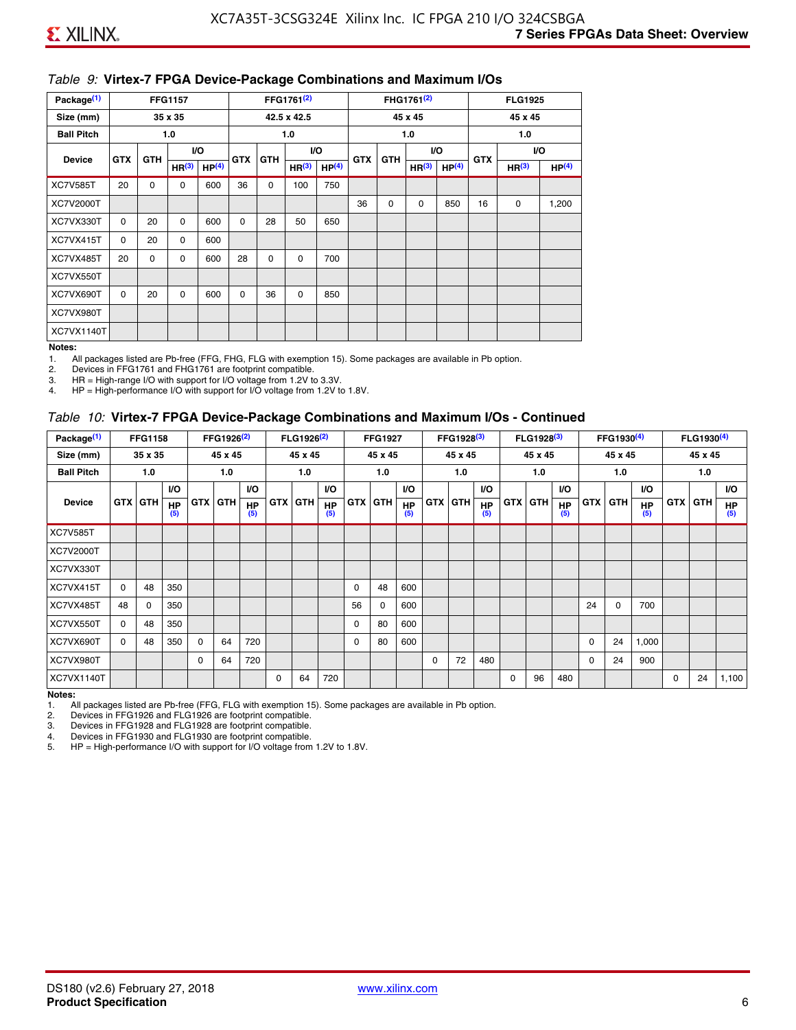*Table 9:* **Virtex-7 FPGA Device-Package Combinations and Maximum I/Os**

| Package[1] | FFG1157 | | | | FFG1761[2] | | | | FHG1761[2] | | | | FLG1925 | | |
|---|---|---|---|---|---|---|---|---|---|---|---|---|---|---|---|
| Size (mm) | 35 x 35 | | | | 42.5 x 42.5 | | | | 45 x 45 | | | | 45 x 45 | | |
| Ball Pitch | 1.0 | | | | 1.0 | | | | 1.0 | | | | 1.0 | | |
| Device | GTX | GTH | I/O HR[3] | I/O HP[4] | GTX | GTH | I/O HR[3] | I/O HP[4] | GTX | GTH | I/O HR[3] | I/O HP[4] | GTX | I/O HR[3] | I/O HP[4] |
| XC7V585T | 20 | 0 | 0 | 600 | 36 | 0 | 100 | 750 | | | | | | | |
| XC7V2000T | | | | | | | | | 36 | 0 | 0 | 850 | 16 | 0 | 1,200 |
| XC7VX330T | 0 | 20 | 0 | 600 | 0 | 28 | 50 | 650 | | | | | | | |
| XC7VX415T | 0 | 20 | 0 | 600 | | | | | | | | | | | |
| XC7VX485T | 20 | 0 | 0 | 600 | 28 | 0 | 0 | 700 | | | | | | | |
| XC7VX550T | | | | | | | | | | | | | | | |
| XC7VX690T | 0 | 20 | 0 | 600 | 0 | 36 | 0 | 850 | | | | | | | |
| XC7VX980T | | | | | | | | | | | | | | | |
| XC7VX1140T | | | | | | | | | | | | | | | |

**Notes:**

1. All packages listed are Pb-free (FFG, FHG, FLG with exemption 15). Some packages are available in Pb option.
2. Devices in FFG1761 and FHG1761 are footprint compatible.
3. HR = High-range I/O with support for I/O voltage from 1.2V to 3.3V.
4. HP = High-performance I/O with support for I/O voltage from 1.2V to 1.8V.

*Table 10:* **Virtex-7 FPGA Device-Package Combinations and Maximum I/Os - Continued**

| Package[1] | FFG1158 | | | FFG1926[2] | | | FLG1926[2] | | | FFG1927 | | | FFG1928[3] | | | FLG1928[3] | | | FFG1930[4] | | | FLG1930[4] | | |
|---|---|---|---|---|---|---|---|---|---|---|---|---|---|---|---|---|---|---|---|---|---|---|---|---|
| Size (mm) | 35 x 35 | | | 45 x 45 | | | 45 x 45 | | | 45 x 45 | | | 45 x 45 | | | 45 x 45 | | | 45 x 45 | | | 45 x 45 | | |
| Ball Pitch | 1.0 | | | 1.0 | | | 1.0 | | | 1.0 | | | 1.0 | | | 1.0 | | | 1.0 | | | 1.0 | | |
| Device | GTX | GTH | I/O HP[5] | GTX | GTH | I/O HP[5] | GTX | GTH | I/O HP[5] | GTX | GTH | I/O HP[5] | GTX | GTH | I/O HP[5] | GTX | GTH | I/O HP[5] | GTX | GTH | I/O HP[5] | GTX | GTH | I/O HP[5] |
| XC7V585T | | | | | | | | | | | | | | | | | | | | | | | | |
| XC7V2000T | | | | | | | | | | | | | | | | | | | | | | | | |
| XC7VX330T | | | | | | | | | | | | | | | | | | | | | | | | |
| XC7VX415T | 0 | 48 | 350 | | | | | | | 0 | 48 | 600 | | | | | | | | | | | | |
| XC7VX485T | 48 | 0 | 350 | | | | | | | 56 | 0 | 600 | | | | | | | 24 | 0 | 700 | | | |
| XC7VX550T | 0 | 48 | 350 | | | | | | | 0 | 80 | 600 | | | | | | | | | | | | |
| XC7VX690T | 0 | 48 | 350 | 0 | 64 | 720 | | | | 0 | 80 | 600 | | | | | | | 0 | 24 | 1,000 | | | |
| XC7VX980T | | | | 0 | 64 | 720 | | | | | | | 0 | 72 | 480 | | | | 0 | 24 | 900 | | | |
| XC7VX1140T | | | | | | | 0 | 64 | 720 | | | | | | | 0 | 96 | 480 | | | | 0 | 24 | 1,100 |

**Notes:**

1. All packages listed are Pb-free (FFG, FLG with exemption 15). Some packages are available in Pb option.
2. Devices in FFG1926 and FLG1926 are footprint compatible.
3. Devices in FFG1928 and FLG1928 are footprint compatible.
4. Devices in FFG1930 and FLG1930 are footprint compatible.
5. HP = High-performance I/O with support for I/O voltage from 1.2V to 1.8V.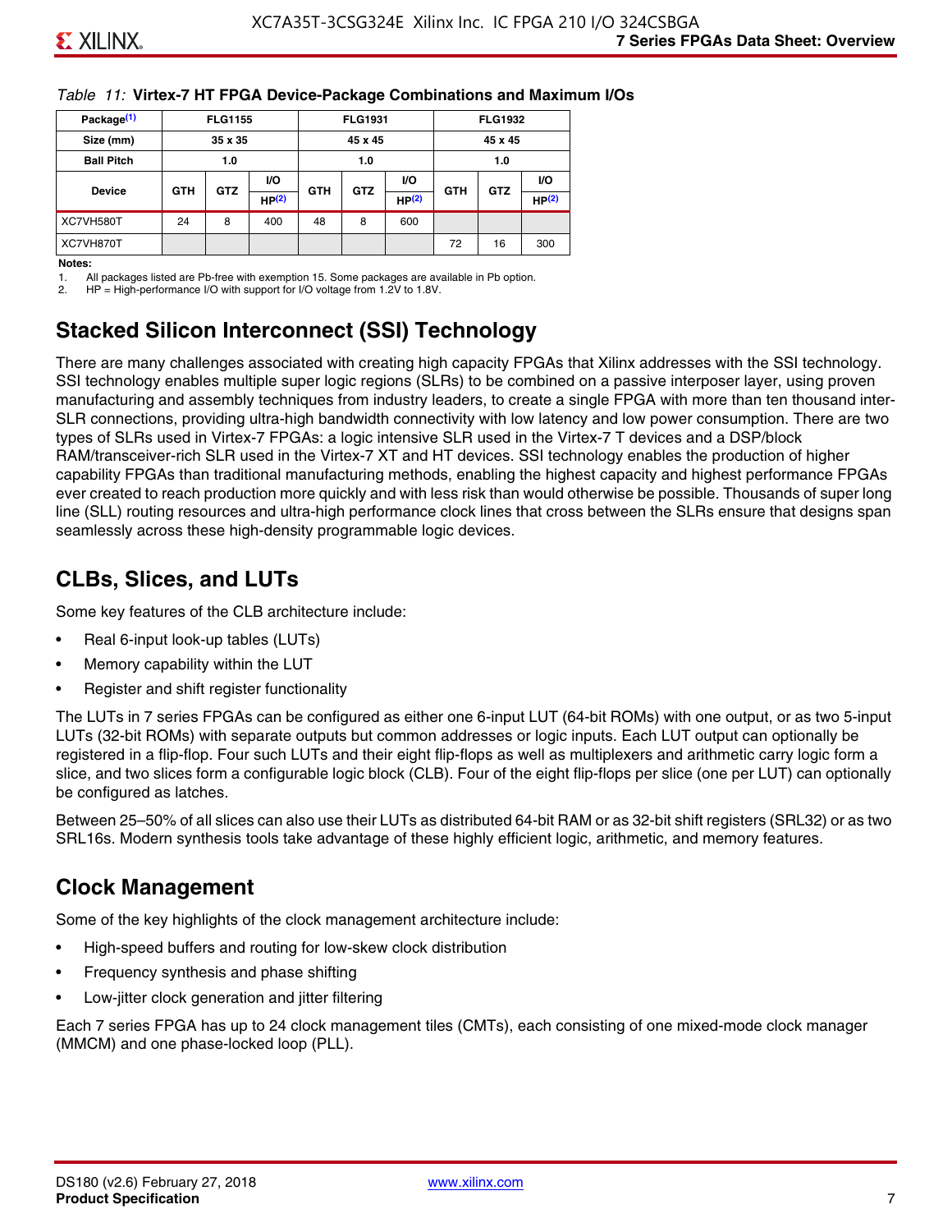*Table 11:* **Virtex-7 HT FPGA Device-Package Combinations and Maximum I/Os**

| Package[(1)] | FLG1155 | | | FLG1931 | | | FLG1932 | | |
|---|---|---|---|---|---|---|---|---|---|
| Size (mm) | 35 x 35 | | | 45 x 45 | | | 45 x 45 | | |
| Ball Pitch | 1.0 | | | 1.0 | | | 1.0 | | |
| Device | GTH | GTZ | I/O HP[(2)] | GTH | GTZ | I/O HP[(2)] | GTH | GTZ | I/O HP[(2)] |
| XC7VH580T | 24 | 8 | 400 | 48 | 8 | 600 | | | |
| XC7VH870T | | | | | | | 72 | 16 | 300 |

**Notes:**
1. All packages listed are Pb-free with exemption 15. Some packages are available in Pb option.
2. HP = High-performance I/O with support for I/O voltage from 1.2V to 1.8V.

## Stacked Silicon Interconnect (SSI) Technology

There are many challenges associated with creating high capacity FPGAs that Xilinx addresses with the SSI technology. SSI technology enables multiple super logic regions (SLRs) to be combined on a passive interposer layer, using proven manufacturing and assembly techniques from industry leaders, to create a single FPGA with more than ten thousand inter-SLR connections, providing ultra-high bandwidth connectivity with low latency and low power consumption. There are two types of SLRs used in Virtex-7 FPGAs: a logic intensive SLR used in the Virtex-7 T devices and a DSP/block RAM/transceiver-rich SLR used in the Virtex-7 XT and HT devices. SSI technology enables the production of higher capability FPGAs than traditional manufacturing methods, enabling the highest capacity and highest performance FPGAs ever created to reach production more quickly and with less risk than would otherwise be possible. Thousands of super long line (SLL) routing resources and ultra-high performance clock lines that cross between the SLRs ensure that designs span seamlessly across these high-density programmable logic devices.

## CLBs, Slices, and LUTs

Some key features of the CLB architecture include:

- Real 6-input look-up tables (LUTs)
- Memory capability within the LUT
- Register and shift register functionality

The LUTs in 7 series FPGAs can be configured as either one 6-input LUT (64-bit ROMs) with one output, or as two 5-input LUTs (32-bit ROMs) with separate outputs but common addresses or logic inputs. Each LUT output can optionally be registered in a flip-flop. Four such LUTs and their eight flip-flops as well as multiplexers and arithmetic carry logic form a slice, and two slices form a configurable logic block (CLB). Four of the eight flip-flops per slice (one per LUT) can optionally be configured as latches.

Between 25–50% of all slices can also use their LUTs as distributed 64-bit RAM or as 32-bit shift registers (SRL32) or as two SRL16s. Modern synthesis tools take advantage of these highly efficient logic, arithmetic, and memory features.

## Clock Management

Some of the key highlights of the clock management architecture include:

- High-speed buffers and routing for low-skew clock distribution
- Frequency synthesis and phase shifting
- Low-jitter clock generation and jitter filtering

Each 7 series FPGA has up to 24 clock management tiles (CMTs), each consisting of one mixed-mode clock manager (MMCM) and one phase-locked loop (PLL).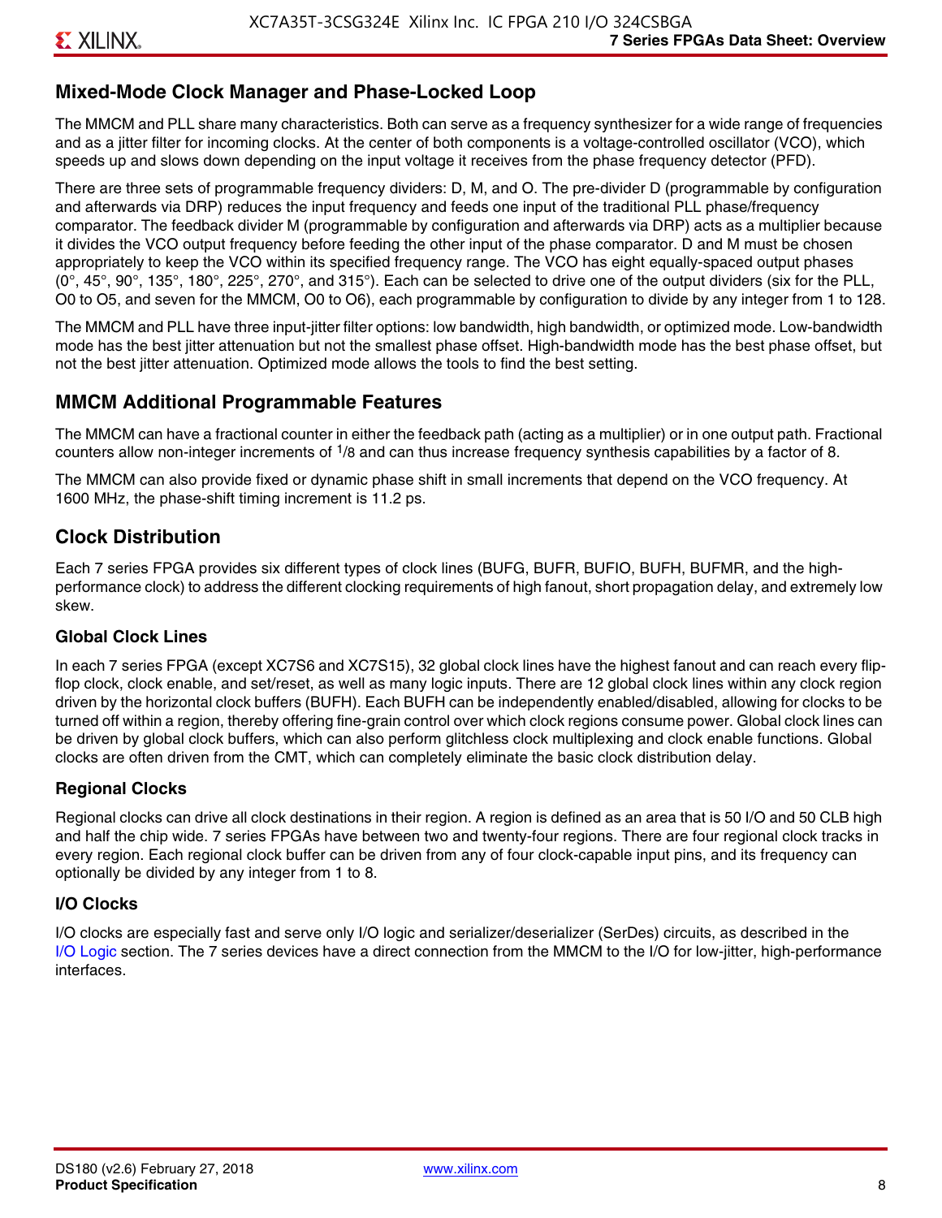## Mixed-Mode Clock Manager and Phase-Locked Loop

The MMCM and PLL share many characteristics. Both can serve as a frequency synthesizer for a wide range of frequencies and as a jitter filter for incoming clocks. At the center of both components is a voltage-controlled oscillator (VCO), which speeds up and slows down depending on the input voltage it receives from the phase frequency detector (PFD).

There are three sets of programmable frequency dividers: D, M, and O. The pre-divider D (programmable by configuration and afterwards via DRP) reduces the input frequency and feeds one input of the traditional PLL phase/frequency comparator. The feedback divider M (programmable by configuration and afterwards via DRP) acts as a multiplier because it divides the VCO output frequency before feeding the other input of the phase comparator. D and M must be chosen appropriately to keep the VCO within its specified frequency range. The VCO has eight equally-spaced output phases (0°, 45°, 90°, 135°, 180°, 225°, 270°, and 315°). Each can be selected to drive one of the output dividers (six for the PLL, O0 to O5, and seven for the MMCM, O0 to O6), each programmable by configuration to divide by any integer from 1 to 128.

The MMCM and PLL have three input-jitter filter options: low bandwidth, high bandwidth, or optimized mode. Low-bandwidth mode has the best jitter attenuation but not the smallest phase offset. High-bandwidth mode has the best phase offset, but not the best jitter attenuation. Optimized mode allows the tools to find the best setting.

## MMCM Additional Programmable Features

The MMCM can have a fractional counter in either the feedback path (acting as a multiplier) or in one output path. Fractional counters allow non-integer increments of 1/8 and can thus increase frequency synthesis capabilities by a factor of 8.

The MMCM can also provide fixed or dynamic phase shift in small increments that depend on the VCO frequency. At 1600 MHz, the phase-shift timing increment is 11.2 ps.

## Clock Distribution

Each 7 series FPGA provides six different types of clock lines (BUFG, BUFR, BUFIO, BUFH, BUFMR, and the high-performance clock) to address the different clocking requirements of high fanout, short propagation delay, and extremely low skew.

### Global Clock Lines

In each 7 series FPGA (except XC7S6 and XC7S15), 32 global clock lines have the highest fanout and can reach every flip-flop clock, clock enable, and set/reset, as well as many logic inputs. There are 12 global clock lines within any clock region driven by the horizontal clock buffers (BUFH). Each BUFH can be independently enabled/disabled, allowing for clocks to be turned off within a region, thereby offering fine-grain control over which clock regions consume power. Global clock lines can be driven by global clock buffers, which can also perform glitchless clock multiplexing and clock enable functions. Global clocks are often driven from the CMT, which can completely eliminate the basic clock distribution delay.

### Regional Clocks

Regional clocks can drive all clock destinations in their region. A region is defined as an area that is 50 I/O and 50 CLB high and half the chip wide. 7 series FPGAs have between two and twenty-four regions. There are four regional clock tracks in every region. Each regional clock buffer can be driven from any of four clock-capable input pins, and its frequency can optionally be divided by any integer from 1 to 8.

### I/O Clocks

I/O clocks are especially fast and serve only I/O logic and serializer/deserializer (SerDes) circuits, as described in the I/O Logic section. The 7 series devices have a direct connection from the MMCM to the I/O for low-jitter, high-performance interfaces.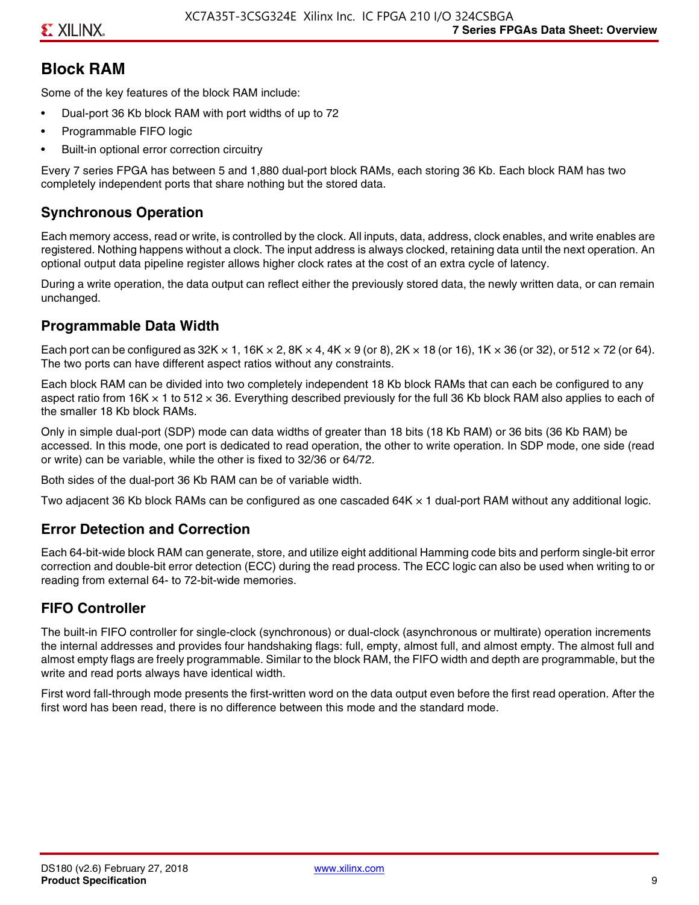## Block RAM

Some of the key features of the block RAM include:

- Dual-port 36 Kb block RAM with port widths of up to 72
- Programmable FIFO logic
- Built-in optional error correction circuitry

Every 7 series FPGA has between 5 and 1,880 dual-port block RAMs, each storing 36 Kb. Each block RAM has two completely independent ports that share nothing but the stored data.

### Synchronous Operation

Each memory access, read or write, is controlled by the clock. All inputs, data, address, clock enables, and write enables are registered. Nothing happens without a clock. The input address is always clocked, retaining data until the next operation. An optional output data pipeline register allows higher clock rates at the cost of an extra cycle of latency.

During a write operation, the data output can reflect either the previously stored data, the newly written data, or can remain unchanged.

### Programmable Data Width

Each port can be configured as 32K × 1, 16K × 2, 8K × 4, 4K × 9 (or 8), 2K × 18 (or 16), 1K × 36 (or 32), or 512 × 72 (or 64). The two ports can have different aspect ratios without any constraints.

Each block RAM can be divided into two completely independent 18 Kb block RAMs that can each be configured to any aspect ratio from 16K × 1 to 512 × 36. Everything described previously for the full 36 Kb block RAM also applies to each of the smaller 18 Kb block RAMs.

Only in simple dual-port (SDP) mode can data widths of greater than 18 bits (18 Kb RAM) or 36 bits (36 Kb RAM) be accessed. In this mode, one port is dedicated to read operation, the other to write operation. In SDP mode, one side (read or write) can be variable, while the other is fixed to 32/36 or 64/72.

Both sides of the dual-port 36 Kb RAM can be of variable width.

Two adjacent 36 Kb block RAMs can be configured as one cascaded 64K × 1 dual-port RAM without any additional logic.

### Error Detection and Correction

Each 64-bit-wide block RAM can generate, store, and utilize eight additional Hamming code bits and perform single-bit error correction and double-bit error detection (ECC) during the read process. The ECC logic can also be used when writing to or reading from external 64- to 72-bit-wide memories.

### FIFO Controller

The built-in FIFO controller for single-clock (synchronous) or dual-clock (asynchronous or multirate) operation increments the internal addresses and provides four handshaking flags: full, empty, almost full, and almost empty. The almost full and almost empty flags are freely programmable. Similar to the block RAM, the FIFO width and depth are programmable, but the write and read ports always have identical width.

First word fall-through mode presents the first-written word on the data output even before the first read operation. After the first word has been read, there is no difference between this mode and the standard mode.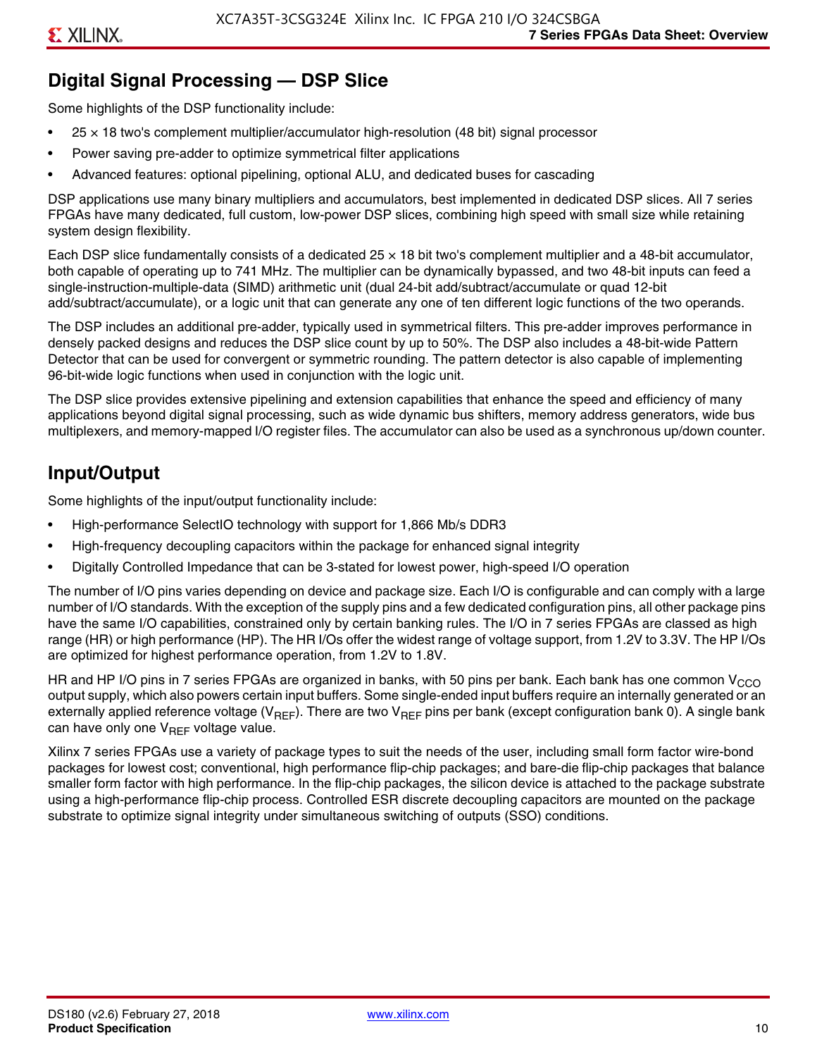## Digital Signal Processing — DSP Slice

Some highlights of the DSP functionality include:

- 25 × 18 two's complement multiplier/accumulator high-resolution (48 bit) signal processor
- Power saving pre-adder to optimize symmetrical filter applications
- Advanced features: optional pipelining, optional ALU, and dedicated buses for cascading

DSP applications use many binary multipliers and accumulators, best implemented in dedicated DSP slices. All 7 series FPGAs have many dedicated, full custom, low-power DSP slices, combining high speed with small size while retaining system design flexibility.

Each DSP slice fundamentally consists of a dedicated 25 × 18 bit two's complement multiplier and a 48-bit accumulator, both capable of operating up to 741 MHz. The multiplier can be dynamically bypassed, and two 48-bit inputs can feed a single-instruction-multiple-data (SIMD) arithmetic unit (dual 24-bit add/subtract/accumulate or quad 12-bit add/subtract/accumulate), or a logic unit that can generate any one of ten different logic functions of the two operands.

The DSP includes an additional pre-adder, typically used in symmetrical filters. This pre-adder improves performance in densely packed designs and reduces the DSP slice count by up to 50%. The DSP also includes a 48-bit-wide Pattern Detector that can be used for convergent or symmetric rounding. The pattern detector is also capable of implementing 96-bit-wide logic functions when used in conjunction with the logic unit.

The DSP slice provides extensive pipelining and extension capabilities that enhance the speed and efficiency of many applications beyond digital signal processing, such as wide dynamic bus shifters, memory address generators, wide bus multiplexers, and memory-mapped I/O register files. The accumulator can also be used as a synchronous up/down counter.

## Input/Output

Some highlights of the input/output functionality include:

- High-performance SelectIO technology with support for 1,866 Mb/s DDR3
- High-frequency decoupling capacitors within the package for enhanced signal integrity
- Digitally Controlled Impedance that can be 3-stated for lowest power, high-speed I/O operation

The number of I/O pins varies depending on device and package size. Each I/O is configurable and can comply with a large number of I/O standards. With the exception of the supply pins and a few dedicated configuration pins, all other package pins have the same I/O capabilities, constrained only by certain banking rules. The I/O in 7 series FPGAs are classed as high range (HR) or high performance (HP). The HR I/Os offer the widest range of voltage support, from 1.2V to 3.3V. The HP I/Os are optimized for highest performance operation, from 1.2V to 1.8V.

HR and HP I/O pins in 7 series FPGAs are organized in banks, with 50 pins per bank. Each bank has one common $V_{CCO}$ output supply, which also powers certain input buffers. Some single-ended input buffers require an internally generated or an externally applied reference voltage ($V_{REF}$). There are two $V_{REF}$ pins per bank (except configuration bank 0). A single bank can have only one $V_{REF}$ voltage value.

Xilinx 7 series FPGAs use a variety of package types to suit the needs of the user, including small form factor wire-bond packages for lowest cost; conventional, high performance flip-chip packages; and bare-die flip-chip packages that balance smaller form factor with high performance. In the flip-chip packages, the silicon device is attached to the package substrate using a high-performance flip-chip process. Controlled ESR discrete decoupling capacitors are mounted on the package substrate to optimize signal integrity under simultaneous switching of outputs (SSO) conditions.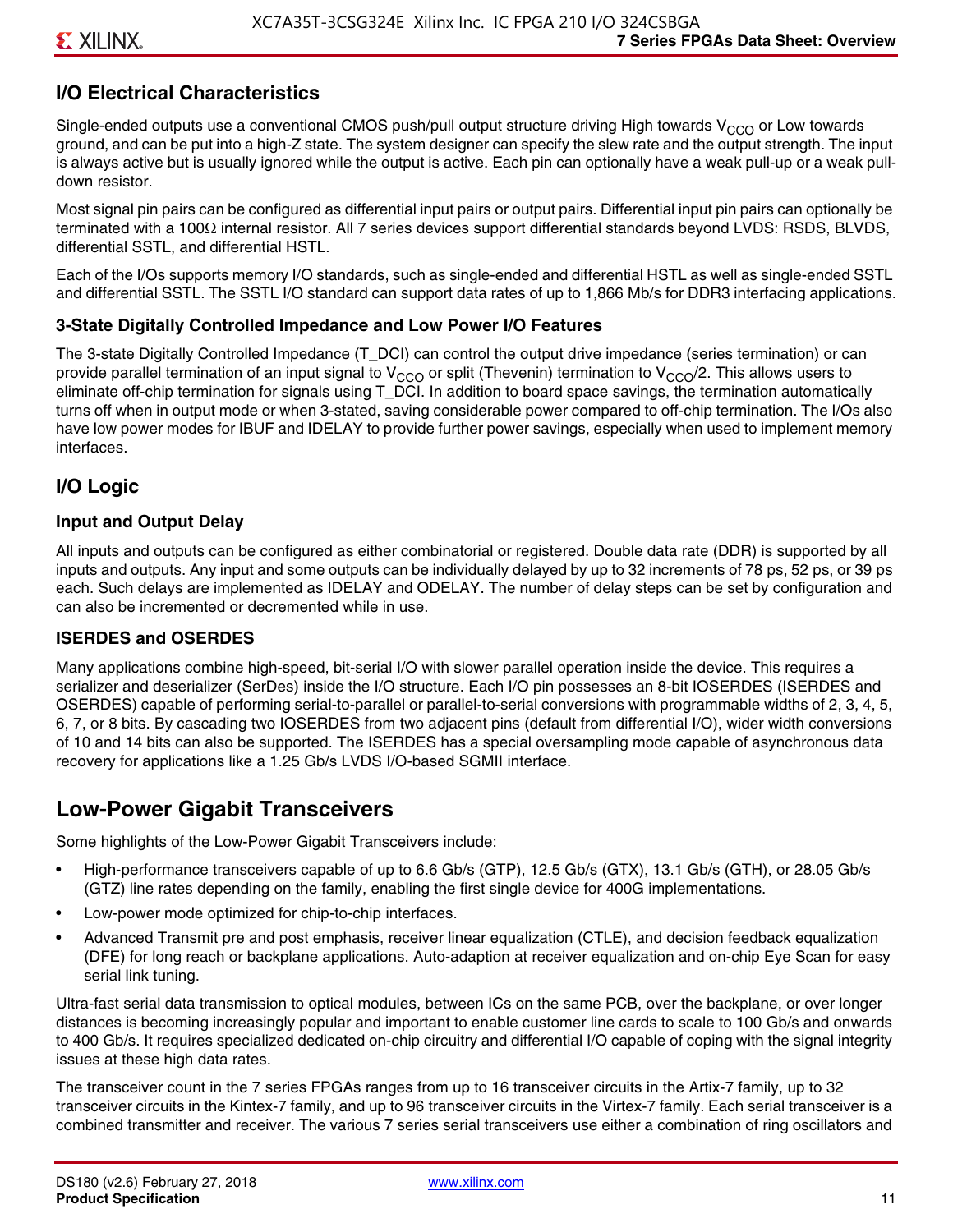## I/O Electrical Characteristics

Single-ended outputs use a conventional CMOS push/pull output structure driving High towards $V_{CCO}$ or Low towards ground, and can be put into a high-Z state. The system designer can specify the slew rate and the output strength. The input is always active but is usually ignored while the output is active. Each pin can optionally have a weak pull-up or a weak pull-down resistor.

Most signal pin pairs can be configured as differential input pairs or output pairs. Differential input pin pairs can optionally be terminated with a 100Ω internal resistor. All 7 series devices support differential standards beyond LVDS: RSDS, BLVDS, differential SSTL, and differential HSTL.

Each of the I/Os supports memory I/O standards, such as single-ended and differential HSTL as well as single-ended SSTL and differential SSTL. The SSTL I/O standard can support data rates of up to 1,866 Mb/s for DDR3 interfacing applications.

### 3-State Digitally Controlled Impedance and Low Power I/O Features

The 3-state Digitally Controlled Impedance (T_DCI) can control the output drive impedance (series termination) or can provide parallel termination of an input signal to $V_{CCO}$ or split (Thevenin) termination to $V_{CCO}/2$. This allows users to eliminate off-chip termination for signals using T_DCI. In addition to board space savings, the termination automatically turns off when in output mode or when 3-stated, saving considerable power compared to off-chip termination. The I/Os also have low power modes for IBUF and IDELAY to provide further power savings, especially when used to implement memory interfaces.

## I/O Logic

### Input and Output Delay

All inputs and outputs can be configured as either combinatorial or registered. Double data rate (DDR) is supported by all inputs and outputs. Any input and some outputs can be individually delayed by up to 32 increments of 78 ps, 52 ps, or 39 ps each. Such delays are implemented as IDELAY and ODELAY. The number of delay steps can be set by configuration and can also be incremented or decremented while in use.

### ISERDES and OSERDES

Many applications combine high-speed, bit-serial I/O with slower parallel operation inside the device. This requires a serializer and deserializer (SerDes) inside the I/O structure. Each I/O pin possesses an 8-bit IOSERDES (ISERDES and OSERDES) capable of performing serial-to-parallel or parallel-to-serial conversions with programmable widths of 2, 3, 4, 5, 6, 7, or 8 bits. By cascading two IOSERDES from two adjacent pins (default from differential I/O), wider width conversions of 10 and 14 bits can also be supported. The ISERDES has a special oversampling mode capable of asynchronous data recovery for applications like a 1.25 Gb/s LVDS I/O-based SGMII interface.

## Low-Power Gigabit Transceivers

Some highlights of the Low-Power Gigabit Transceivers include:

- High-performance transceivers capable of up to 6.6 Gb/s (GTP), 12.5 Gb/s (GTX), 13.1 Gb/s (GTH), or 28.05 Gb/s (GTZ) line rates depending on the family, enabling the first single device for 400G implementations.
- Low-power mode optimized for chip-to-chip interfaces.
- Advanced Transmit pre and post emphasis, receiver linear equalization (CTLE), and decision feedback equalization (DFE) for long reach or backplane applications. Auto-adaption at receiver equalization and on-chip Eye Scan for easy serial link tuning.

Ultra-fast serial data transmission to optical modules, between ICs on the same PCB, over the backplane, or over longer distances is becoming increasingly popular and important to enable customer line cards to scale to 100 Gb/s and onwards to 400 Gb/s. It requires specialized dedicated on-chip circuitry and differential I/O capable of coping with the signal integrity issues at these high data rates.

The transceiver count in the 7 series FPGAs ranges from up to 16 transceiver circuits in the Artix-7 family, up to 32 transceiver circuits in the Kintex-7 family, and up to 96 transceiver circuits in the Virtex-7 family. Each serial transceiver is a combined transmitter and receiver. The various 7 series serial transceivers use either a combination of ring oscillators and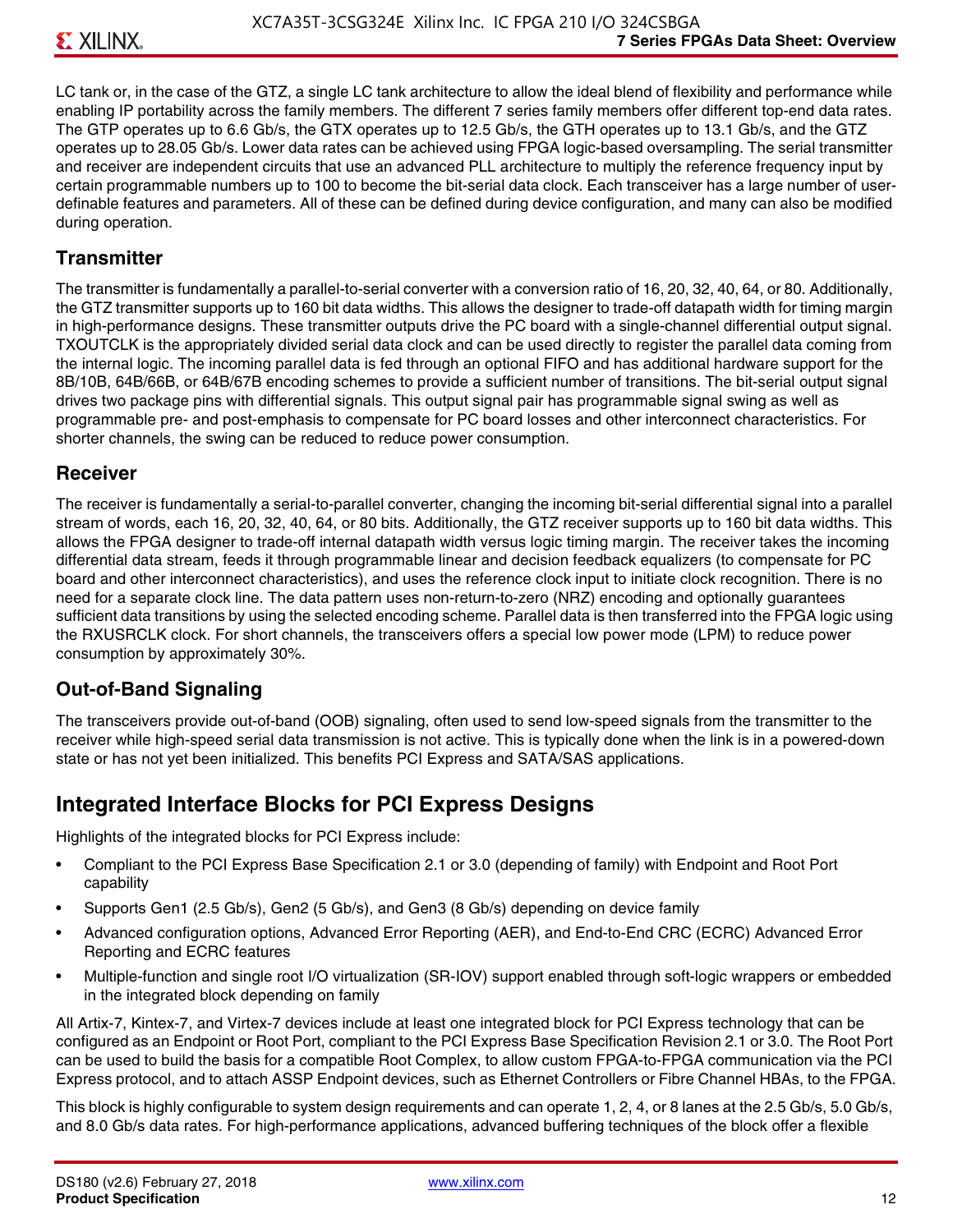LC tank or, in the case of the GTZ, a single LC tank architecture to allow the ideal blend of flexibility and performance while enabling IP portability across the family members. The different 7 series family members offer different top-end data rates. The GTP operates up to 6.6 Gb/s, the GTX operates up to 12.5 Gb/s, the GTH operates up to 13.1 Gb/s, and the GTZ operates up to 28.05 Gb/s. Lower data rates can be achieved using FPGA logic-based oversampling. The serial transmitter and receiver are independent circuits that use an advanced PLL architecture to multiply the reference frequency input by certain programmable numbers up to 100 to become the bit-serial data clock. Each transceiver has a large number of user-definable features and parameters. All of these can be defined during device configuration, and many can also be modified during operation.

### Transmitter

The transmitter is fundamentally a parallel-to-serial converter with a conversion ratio of 16, 20, 32, 40, 64, or 80. Additionally, the GTZ transmitter supports up to 160 bit data widths. This allows the designer to trade-off datapath width for timing margin in high-performance designs. These transmitter outputs drive the PC board with a single-channel differential output signal. TXOUTCLK is the appropriately divided serial data clock and can be used directly to register the parallel data coming from the internal logic. The incoming parallel data is fed through an optional FIFO and has additional hardware support for the 8B/10B, 64B/66B, or 64B/67B encoding schemes to provide a sufficient number of transitions. The bit-serial output signal drives two package pins with differential signals. This output signal pair has programmable signal swing as well as programmable pre- and post-emphasis to compensate for PC board losses and other interconnect characteristics. For shorter channels, the swing can be reduced to reduce power consumption.

### Receiver

The receiver is fundamentally a serial-to-parallel converter, changing the incoming bit-serial differential signal into a parallel stream of words, each 16, 20, 32, 40, 64, or 80 bits. Additionally, the GTZ receiver supports up to 160 bit data widths. This allows the FPGA designer to trade-off internal datapath width versus logic timing margin. The receiver takes the incoming differential data stream, feeds it through programmable linear and decision feedback equalizers (to compensate for PC board and other interconnect characteristics), and uses the reference clock input to initiate clock recognition. There is no need for a separate clock line. The data pattern uses non-return-to-zero (NRZ) encoding and optionally guarantees sufficient data transitions by using the selected encoding scheme. Parallel data is then transferred into the FPGA logic using the RXUSRCLK clock. For short channels, the transceivers offers a special low power mode (LPM) to reduce power consumption by approximately 30%.

### Out-of-Band Signaling

The transceivers provide out-of-band (OOB) signaling, often used to send low-speed signals from the transmitter to the receiver while high-speed serial data transmission is not active. This is typically done when the link is in a powered-down state or has not yet been initialized. This benefits PCI Express and SATA/SAS applications.

## Integrated Interface Blocks for PCI Express Designs

Highlights of the integrated blocks for PCI Express include:

- Compliant to the PCI Express Base Specification 2.1 or 3.0 (depending of family) with Endpoint and Root Port capability
- Supports Gen1 (2.5 Gb/s), Gen2 (5 Gb/s), and Gen3 (8 Gb/s) depending on device family
- Advanced configuration options, Advanced Error Reporting (AER), and End-to-End CRC (ECRC) Advanced Error Reporting and ECRC features
- Multiple-function and single root I/O virtualization (SR-IOV) support enabled through soft-logic wrappers or embedded in the integrated block depending on family

All Artix-7, Kintex-7, and Virtex-7 devices include at least one integrated block for PCI Express technology that can be configured as an Endpoint or Root Port, compliant to the PCI Express Base Specification Revision 2.1 or 3.0. The Root Port can be used to build the basis for a compatible Root Complex, to allow custom FPGA-to-FPGA communication via the PCI Express protocol, and to attach ASSP Endpoint devices, such as Ethernet Controllers or Fibre Channel HBAs, to the FPGA.

This block is highly configurable to system design requirements and can operate 1, 2, 4, or 8 lanes at the 2.5 Gb/s, 5.0 Gb/s, and 8.0 Gb/s data rates. For high-performance applications, advanced buffering techniques of the block offer a flexible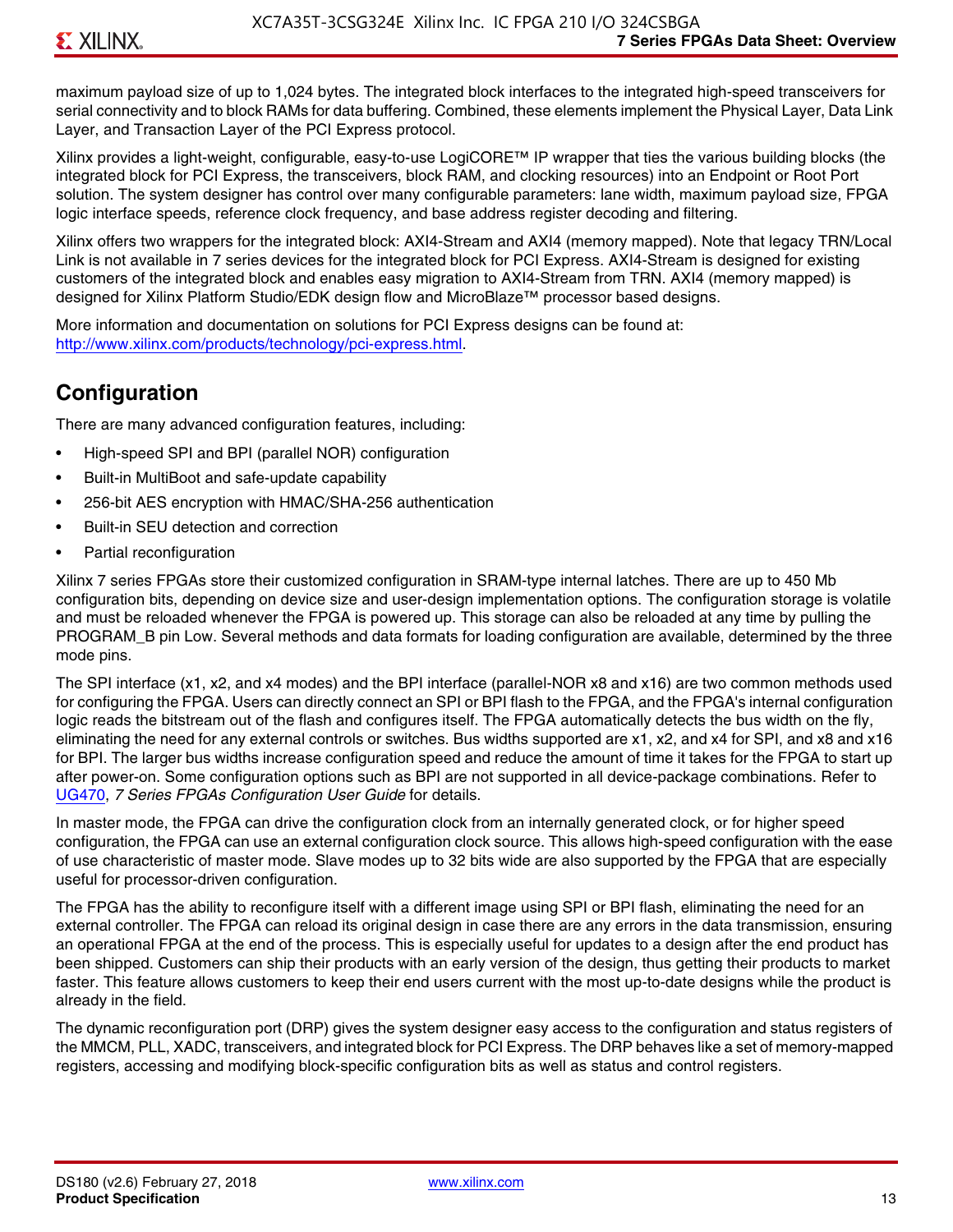maximum payload size of up to 1,024 bytes. The integrated block interfaces to the integrated high-speed transceivers for serial connectivity and to block RAMs for data buffering. Combined, these elements implement the Physical Layer, Data Link Layer, and Transaction Layer of the PCI Express protocol.

Xilinx provides a light-weight, configurable, easy-to-use LogiCORE™ IP wrapper that ties the various building blocks (the integrated block for PCI Express, the transceivers, block RAM, and clocking resources) into an Endpoint or Root Port solution. The system designer has control over many configurable parameters: lane width, maximum payload size, FPGA logic interface speeds, reference clock frequency, and base address register decoding and filtering.

Xilinx offers two wrappers for the integrated block: AXI4-Stream and AXI4 (memory mapped). Note that legacy TRN/Local Link is not available in 7 series devices for the integrated block for PCI Express. AXI4-Stream is designed for existing customers of the integrated block and enables easy migration to AXI4-Stream from TRN. AXI4 (memory mapped) is designed for Xilinx Platform Studio/EDK design flow and MicroBlaze™ processor based designs.

More information and documentation on solutions for PCI Express designs can be found at: http://www.xilinx.com/products/technology/pci-express.html.

## Configuration

There are many advanced configuration features, including:

- High-speed SPI and BPI (parallel NOR) configuration
- Built-in MultiBoot and safe-update capability
- 256-bit AES encryption with HMAC/SHA-256 authentication
- Built-in SEU detection and correction
- Partial reconfiguration

Xilinx 7 series FPGAs store their customized configuration in SRAM-type internal latches. There are up to 450 Mb configuration bits, depending on device size and user-design implementation options. The configuration storage is volatile and must be reloaded whenever the FPGA is powered up. This storage can also be reloaded at any time by pulling the PROGRAM_B pin Low. Several methods and data formats for loading configuration are available, determined by the three mode pins.

The SPI interface (x1, x2, and x4 modes) and the BPI interface (parallel-NOR x8 and x16) are two common methods used for configuring the FPGA. Users can directly connect an SPI or BPI flash to the FPGA, and the FPGA's internal configuration logic reads the bitstream out of the flash and configures itself. The FPGA automatically detects the bus width on the fly, eliminating the need for any external controls or switches. Bus widths supported are x1, x2, and x4 for SPI, and x8 and x16 for BPI. The larger bus widths increase configuration speed and reduce the amount of time it takes for the FPGA to start up after power-on. Some configuration options such as BPI are not supported in all device-package combinations. Refer to UG470, *7 Series FPGAs Configuration User Guide* for details.

In master mode, the FPGA can drive the configuration clock from an internally generated clock, or for higher speed configuration, the FPGA can use an external configuration clock source. This allows high-speed configuration with the ease of use characteristic of master mode. Slave modes up to 32 bits wide are also supported by the FPGA that are especially useful for processor-driven configuration.

The FPGA has the ability to reconfigure itself with a different image using SPI or BPI flash, eliminating the need for an external controller. The FPGA can reload its original design in case there are any errors in the data transmission, ensuring an operational FPGA at the end of the process. This is especially useful for updates to a design after the end product has been shipped. Customers can ship their products with an early version of the design, thus getting their products to market faster. This feature allows customers to keep their end users current with the most up-to-date designs while the product is already in the field.

The dynamic reconfiguration port (DRP) gives the system designer easy access to the configuration and status registers of the MMCM, PLL, XADC, transceivers, and integrated block for PCI Express. The DRP behaves like a set of memory-mapped registers, accessing and modifying block-specific configuration bits as well as status and control registers.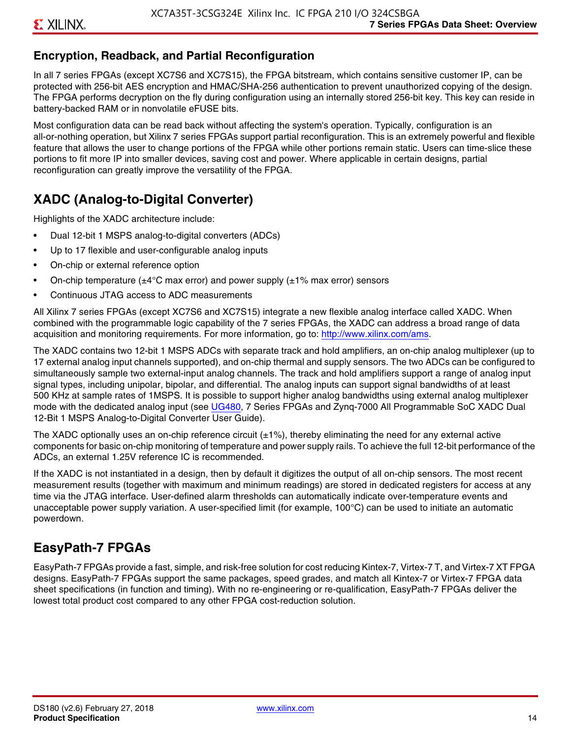## Encryption, Readback, and Partial Reconfiguration

In all 7 series FPGAs (except XC7S6 and XC7S15), the FPGA bitstream, which contains sensitive customer IP, can be protected with 256-bit AES encryption and HMAC/SHA-256 authentication to prevent unauthorized copying of the design. The FPGA performs decryption on the fly during configuration using an internally stored 256-bit key. This key can reside in battery-backed RAM or in nonvolatile eFUSE bits.

Most configuration data can be read back without affecting the system's operation. Typically, configuration is an all-or-nothing operation, but Xilinx 7 series FPGAs support partial reconfiguration. This is an extremely powerful and flexible feature that allows the user to change portions of the FPGA while other portions remain static. Users can time-slice these portions to fit more IP into smaller devices, saving cost and power. Where applicable in certain designs, partial reconfiguration can greatly improve the versatility of the FPGA.

# XADC (Analog-to-Digital Converter)

Highlights of the XADC architecture include:

- Dual 12-bit 1 MSPS analog-to-digital converters (ADCs)
- Up to 17 flexible and user-configurable analog inputs
- On-chip or external reference option
- On-chip temperature (±4°C max error) and power supply (±1% max error) sensors
- Continuous JTAG access to ADC measurements

All Xilinx 7 series FPGAs (except XC7S6 and XC7S15) integrate a new flexible analog interface called XADC. When combined with the programmable logic capability of the 7 series FPGAs, the XADC can address a broad range of data acquisition and monitoring requirements. For more information, go to: http://www.xilinx.com/ams.

The XADC contains two 12-bit 1 MSPS ADCs with separate track and hold amplifiers, an on-chip analog multiplexer (up to 17 external analog input channels supported), and on-chip thermal and supply sensors. The two ADCs can be configured to simultaneously sample two external-input analog channels. The track and hold amplifiers support a range of analog input signal types, including unipolar, bipolar, and differential. The analog inputs can support signal bandwidths of at least 500 KHz at sample rates of 1MSPS. It is possible to support higher analog bandwidths using external analog multiplexer mode with the dedicated analog input (see UG480, 7 Series FPGAs and Zynq-7000 All Programmable SoC XADC Dual 12-Bit 1 MSPS Analog-to-Digital Converter User Guide).

The XADC optionally uses an on-chip reference circuit (±1%), thereby eliminating the need for any external active components for basic on-chip monitoring of temperature and power supply rails. To achieve the full 12-bit performance of the ADCs, an external 1.25V reference IC is recommended.

If the XADC is not instantiated in a design, then by default it digitizes the output of all on-chip sensors. The most recent measurement results (together with maximum and minimum readings) are stored in dedicated registers for access at any time via the JTAG interface. User-defined alarm thresholds can automatically indicate over-temperature events and unacceptable power supply variation. A user-specified limit (for example, 100°C) can be used to initiate an automatic powerdown.

# EasyPath-7 FPGAs

EasyPath-7 FPGAs provide a fast, simple, and risk-free solution for cost reducing Kintex-7, Virtex-7 T, and Virtex-7 XT FPGA designs. EasyPath-7 FPGAs support the same packages, speed grades, and match all Kintex-7 or Virtex-7 FPGA data sheet specifications (in function and timing). With no re-engineering or re-qualification, EasyPath-7 FPGAs deliver the lowest total product cost compared to any other FPGA cost-reduction solution.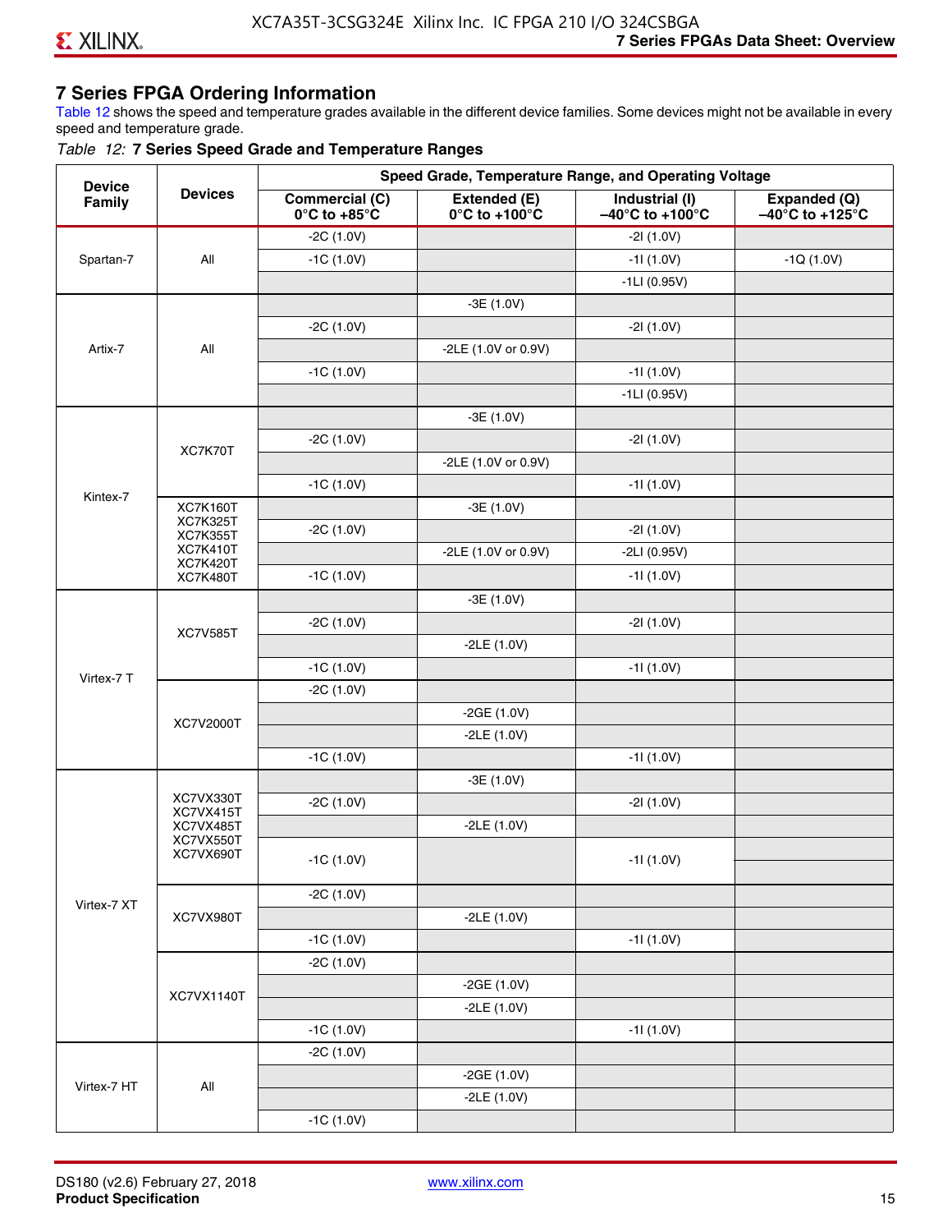## 7 Series FPGA Ordering Information

Table 12 shows the speed and temperature grades available in the different device families. Some devices might not be available in every speed and temperature grade.

*Table 12:* **7 Series Speed Grade and Temperature Ranges**

| Device Family | Devices | Speed Grade, Temperature Range, and Operating Voltage | | | |
|---|---|---|---|---|---|
| | | Commercial (C) 0°C to +85°C | Extended (E) 0°C to +100°C | Industrial (I) –40°C to +100°C | Expanded (Q) –40°C to +125°C |
| Spartan-7 | All | -2C (1.0V) | | -2I (1.0V) | |
| | | -1C (1.0V) | | -1I (1.0V) | -1Q (1.0V) |
| | | | | -1LI (0.95V) | |
| Artix-7 | All | | -3E (1.0V) | | |
| | | -2C (1.0V) | | -2I (1.0V) | |
| | | | -2LE (1.0V or 0.9V) | | |
| | | -1C (1.0V) | | -1I (1.0V) | |
| | | | | -1LI (0.95V) | |
| Kintex-7 | XC7K70T | | -3E (1.0V) | | |
| | | -2C (1.0V) | | -2I (1.0V) | |
| | | | -2LE (1.0V or 0.9V) | | |
| | | -1C (1.0V) | | -1I (1.0V) | |
| | XC7K160T XC7K325T XC7K355T XC7K410T XC7K420T XC7K480T | | -3E (1.0V) | | |
| | | -2C (1.0V) | | -2I (1.0V) | |
| | | | -2LE (1.0V or 0.9V) | -2LI (0.95V) | |
| | | -1C (1.0V) | | -1I (1.0V) | |
| Virtex-7 T | XC7V585T | | -3E (1.0V) | | |
| | | -2C (1.0V) | | -2I (1.0V) | |
| | | | -2LE (1.0V) | | |
| | | -1C (1.0V) | | -1I (1.0V) | |
| | XC7V2000T | -2C (1.0V) | | | |
| | | | -2GE (1.0V) | | |
| | | | -2LE (1.0V) | | |
| | | -1C (1.0V) | | -1I (1.0V) | |
| Virtex-7 XT | XC7VX330T XC7VX415T XC7VX485T XC7VX550T XC7VX690T | | -3E (1.0V) | | |
| | | -2C (1.0V) | | -2I (1.0V) | |
| | | | -2LE (1.0V) | | |
| | | -1C (1.0V) | | -1I (1.0V) | |
| | XC7VX980T | -2C (1.0V) | | | |
| | | | -2LE (1.0V) | | |
| | | -1C (1.0V) | | -1I (1.0V) | |
| | XC7VX1140T | -2C (1.0V) | | | |
| | | | -2GE (1.0V) | | |
| | | | -2LE (1.0V) | | |
| | | -1C (1.0V) | | -1I (1.0V) | |
| Virtex-7 HT | All | -2C (1.0V) | | | |
| | | | -2GE (1.0V) | | |
| | | | -2LE (1.0V) | | |
| | | -1C (1.0V) | | | |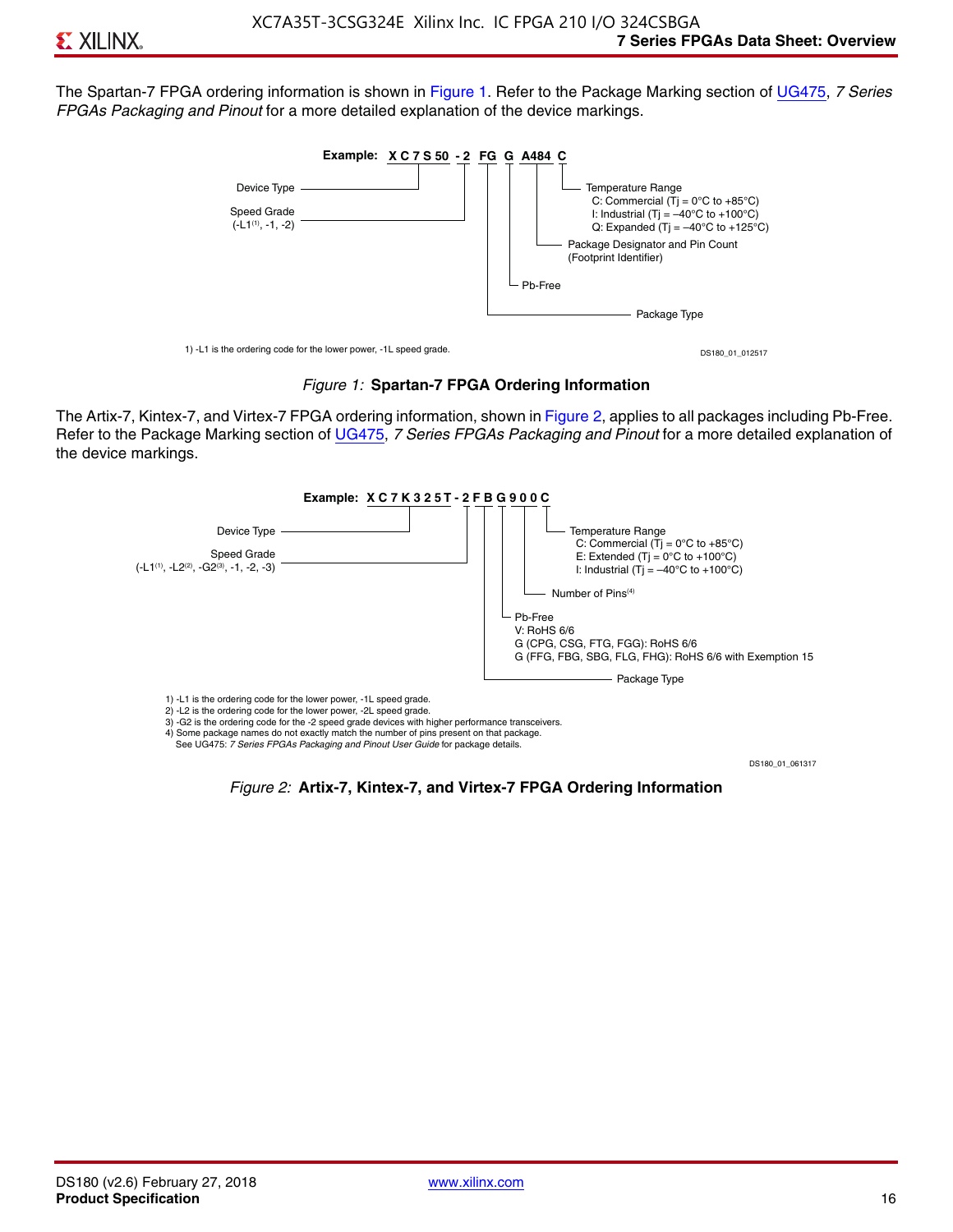The Spartan-7 FPGA ordering information is shown in Figure 1. Refer to the Package Marking section of UG475, *7 Series FPGAs Packaging and Pinout* for a more detailed explanation of the device markings.

**Example: XC7S50 -2 FG G A484 C**

- Device Type
- Speed Grade (-L1[1], -1, -2)
- Package Type
- Pb-Free
- Package Designator and Pin Count (Footprint Identifier)
- Temperature Range
  - C: Commercial (Tj = 0°C to +85°C)
  - I: Industrial (Tj = –40°C to +100°C)
  - Q: Expanded (Tj = –40°C to +125°C)

1) -L1 is the ordering code for the lower power, -1L speed grade.

DS180_01_012517

*Figure 1:* **Spartan-7 FPGA Ordering Information**

The Artix-7, Kintex-7, and Virtex-7 FPGA ordering information, shown in Figure 2, applies to all packages including Pb-Free. Refer to the Package Marking section of UG475, *7 Series FPGAs Packaging and Pinout* for a more detailed explanation of the device markings.

**Example: XC7K325T-2FBG900C**

- Device Type
- Speed Grade (-L1[1], -L2[2], -G2[3], -1, -2, -3)
- Package Type
- Pb-Free
  - V: RoHS 6/6
  - G (CPG, CSG, FTG, FGG): RoHS 6/6
  - G (FFG, FBG, SBG, FLG, FHG): RoHS 6/6 with Exemption 15
- Number of Pins[4]
- Temperature Range
  - C: Commercial (Tj = 0°C to +85°C)
  - E: Extended (Tj = 0°C to +100°C)
  - I: Industrial (Tj = –40°C to +100°C)

1) -L1 is the ordering code for the lower power, -1L speed grade.
2) -L2 is the ordering code for the lower power, -2L speed grade.
3) -G2 is the ordering code for the -2 speed grade devices with higher performance transceivers.
4) Some package names do not exactly match the number of pins present on that package. See UG475: *7 Series FPGAs Packaging and Pinout User Guide* for package details.

DS180_01_061317

*Figure 2:* **Artix-7, Kintex-7, and Virtex-7 FPGA Ordering Information**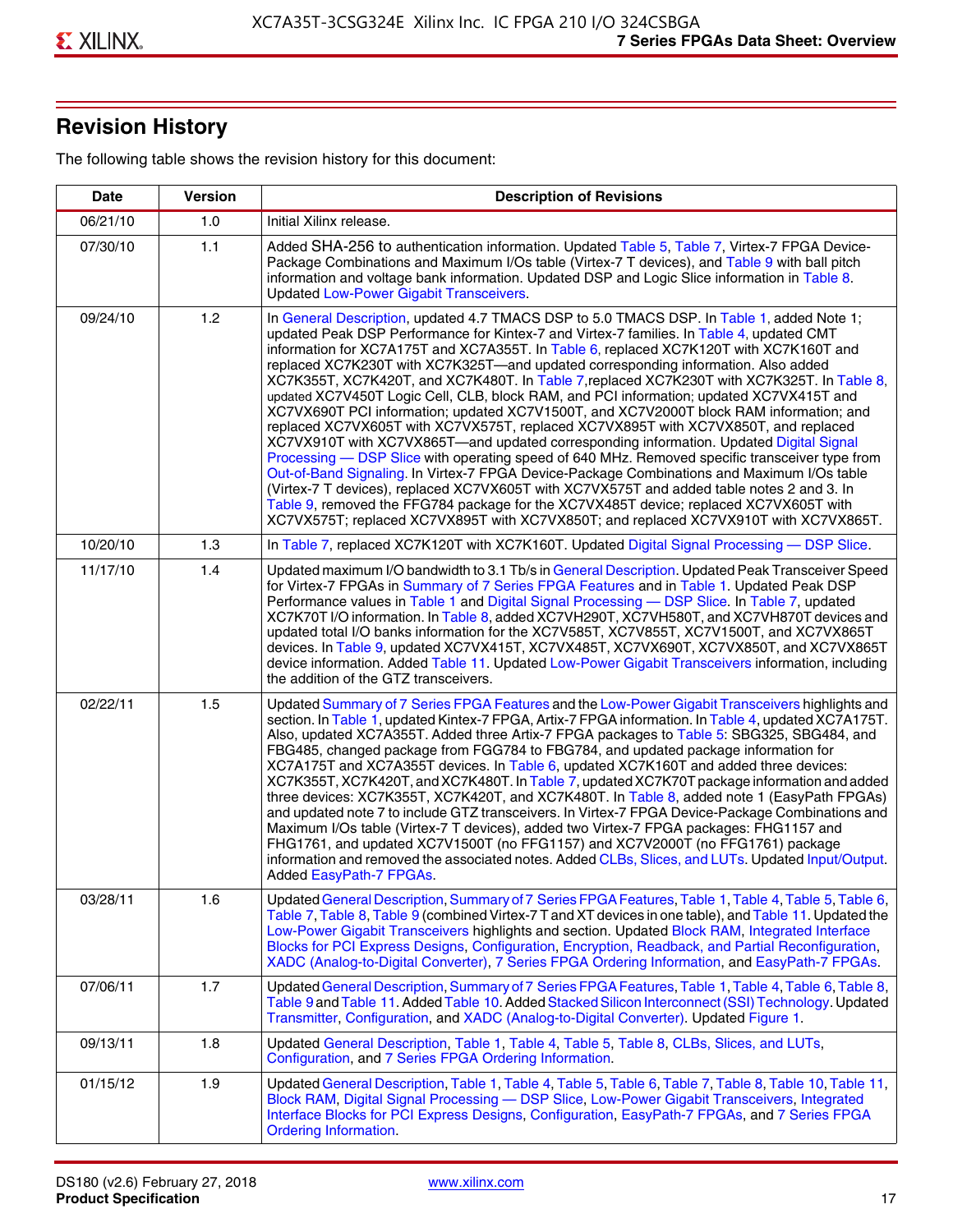## Revision History

The following table shows the revision history for this document:

| Date | Version | Description of Revisions |
|---|---|---|
| 06/21/10 | 1.0 | Initial Xilinx release. |
| 07/30/10 | 1.1 | Added SHA-256 to authentication information. Updated Table 5, Table 7, Virtex-7 FPGA Device-Package Combinations and Maximum I/Os table (Virtex-7 T devices), and Table 9 with ball pitch information and voltage bank information. Updated DSP and Logic Slice information in Table 8. Updated Low-Power Gigabit Transceivers. |
| 09/24/10 | 1.2 | In General Description, updated 4.7 TMACS DSP to 5.0 TMACS DSP. In Table 1, added Note 1; updated Peak DSP Performance for Kintex-7 and Virtex-7 families. In Table 4, updated CMT information for XC7A175T and XC7A355T. In Table 6, replaced XC7K120T with XC7K160T and replaced XC7K230T with XC7K325T—and updated corresponding information. Also added XC7K355T, XC7K420T, and XC7K480T. In Table 7,replaced XC7K230T with XC7K325T. In Table 8, updated XC7V450T Logic Cell, CLB, block RAM, and PCI information; updated XC7VX415T and XC7VX690T PCI information; updated XC7V1500T, and XC7V2000T block RAM information; and replaced XC7VX605T with XC7VX575T, replaced XC7VX895T with XC7VX850T, and replaced XC7VX910T with XC7VX865T—and updated corresponding information. Updated Digital Signal Processing — DSP Slice with operating speed of 640 MHz. Removed specific transceiver type from Out-of-Band Signaling. In Virtex-7 FPGA Device-Package Combinations and Maximum I/Os table (Virtex-7 T devices), replaced XC7VX605T with XC7VX575T and added table notes 2 and 3. In Table 9, removed the FFG784 package for the XC7VX485T device; replaced XC7VX605T with XC7VX575T; replaced XC7VX895T with XC7VX850T; and replaced XC7VX910T with XC7VX865T. |
| 10/20/10 | 1.3 | In Table 7, replaced XC7K120T with XC7K160T. Updated Digital Signal Processing — DSP Slice. |
| 11/17/10 | 1.4 | Updated maximum I/O bandwidth to 3.1 Tb/s in General Description. Updated Peak Transceiver Speed for Virtex-7 FPGAs in Summary of 7 Series FPGA Features and in Table 1. Updated Peak DSP Performance values in Table 1 and Digital Signal Processing — DSP Slice. In Table 7, updated XC7K70T I/O information. In Table 8, added XC7VH290T, XC7VH580T, and XC7VH870T devices and updated total I/O banks information for the XC7V585T, XC7V855T, XC7V1500T, and XC7VX865T devices. In Table 9, updated XC7VX415T, XC7VX485T, XC7VX690T, XC7VX850T, and XC7VX865T device information. Added Table 11. Updated Low-Power Gigabit Transceivers information, including the addition of the GTZ transceivers. |
| 02/22/11 | 1.5 | Updated Summary of 7 Series FPGA Features and the Low-Power Gigabit Transceivers highlights and section. In Table 1, updated Kintex-7 FPGA, Artix-7 FPGA information. In Table 4, updated XC7A175T. Also, updated XC7A355T. Added three Artix-7 FPGA packages to Table 5: SBG325, SBG484, and FBG485, changed package from FGG784 to FBG784, and updated package information for XC7A175T and XC7A355T devices. In Table 6, updated XC7K160T and added three devices: XC7K355T, XC7K420T, and XC7K480T. In Table 7, updated XC7K70T package information and added three devices: XC7K355T, XC7K420T, and XC7K480T. In Table 8, added note 1 (EasyPath FPGAs) and updated note 7 to include GTZ transceivers. In Virtex-7 FPGA Device-Package Combinations and Maximum I/Os table (Virtex-7 T devices), added two Virtex-7 FPGA packages: FHG1157 and FHG1761, and updated XC7V1500T (no FFG1157) and XC7V2000T (no FFG1761) package information and removed the associated notes. Added CLBs, Slices, and LUTs. Updated Input/Output. Added EasyPath-7 FPGAs. |
| 03/28/11 | 1.6 | Updated General Description, Summary of 7 Series FPGA Features, Table 1, Table 4, Table 5, Table 6, Table 7, Table 8, Table 9 (combined Virtex-7 T and XT devices in one table), and Table 11. Updated the Low-Power Gigabit Transceivers highlights and section. Updated Block RAM, Integrated Interface Blocks for PCI Express Designs, Configuration, Encryption, Readback, and Partial Reconfiguration, XADC (Analog-to-Digital Converter), 7 Series FPGA Ordering Information, and EasyPath-7 FPGAs. |
| 07/06/11 | 1.7 | Updated General Description, Summary of 7 Series FPGA Features, Table 1, Table 4, Table 6, Table 8, Table 9 and Table 11. Added Table 10. Added Stacked Silicon Interconnect (SSI) Technology. Updated Transmitter, Configuration, and XADC (Analog-to-Digital Converter). Updated Figure 1. |
| 09/13/11 | 1.8 | Updated General Description, Table 1, Table 4, Table 5, Table 8, CLBs, Slices, and LUTs, Configuration, and 7 Series FPGA Ordering Information. |
| 01/15/12 | 1.9 | Updated General Description, Table 1, Table 4, Table 5, Table 6, Table 7, Table 8, Table 10, Table 11, Block RAM, Digital Signal Processing — DSP Slice, Low-Power Gigabit Transceivers, Integrated Interface Blocks for PCI Express Designs, Configuration, EasyPath-7 FPGAs, and 7 Series FPGA Ordering Information. |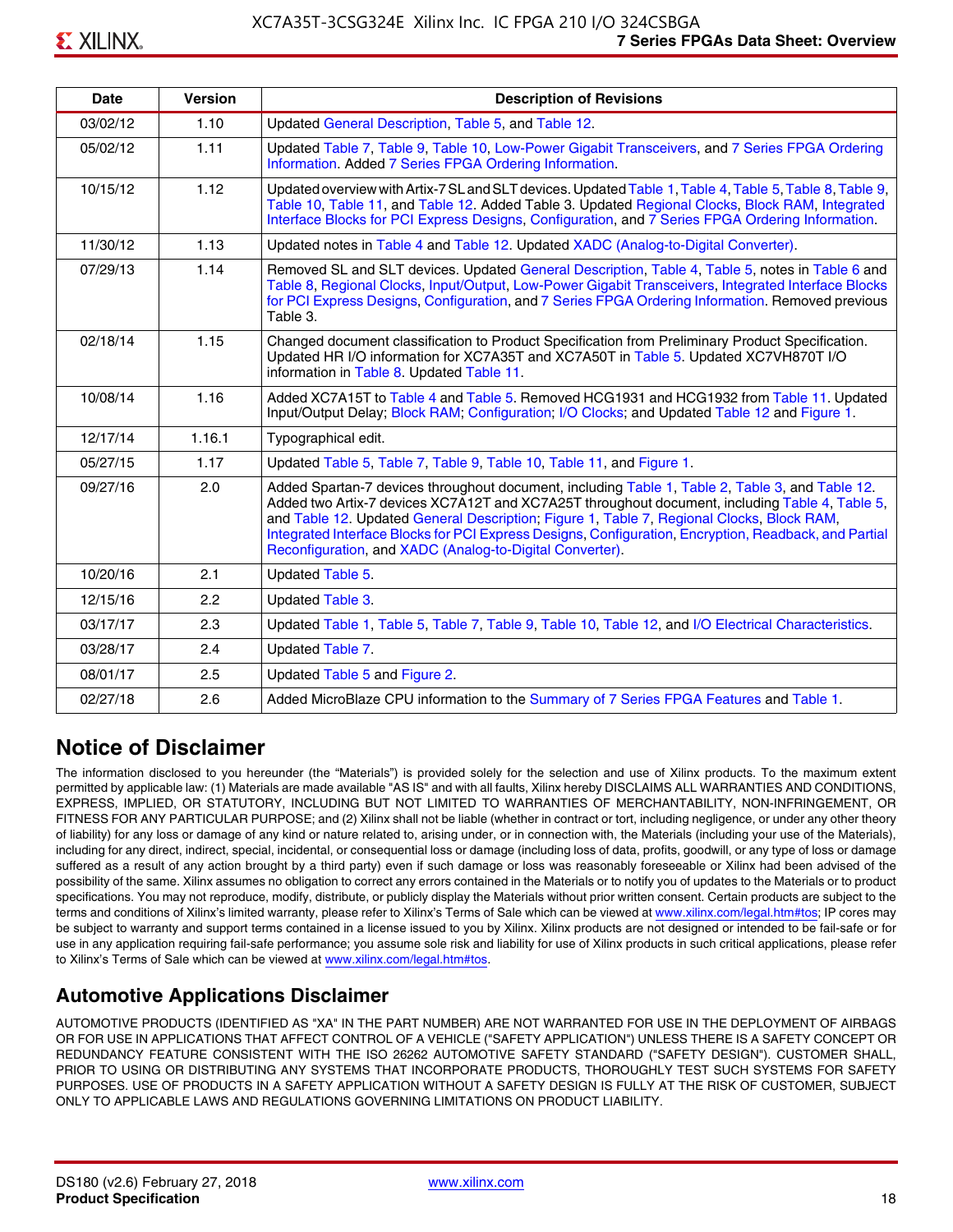| Date | Version | Description of Revisions |
|---|---|---|
| 03/02/12 | 1.10 | Updated General Description, Table 5, and Table 12. |
| 05/02/12 | 1.11 | Updated Table 7, Table 9, Table 10, Low-Power Gigabit Transceivers, and 7 Series FPGA Ordering Information. Added 7 Series FPGA Ordering Information. |
| 10/15/12 | 1.12 | Updated overview with Artix-7 SL and SLT devices. Updated Table 1, Table 4, Table 5, Table 8, Table 9, Table 10, Table 11, and Table 12. Added Table 3. Updated Regional Clocks, Block RAM, Integrated Interface Blocks for PCI Express Designs, Configuration, and 7 Series FPGA Ordering Information. |
| 11/30/12 | 1.13 | Updated notes in Table 4 and Table 12. Updated XADC (Analog-to-Digital Converter). |
| 07/29/13 | 1.14 | Removed SL and SLT devices. Updated General Description, Table 4, Table 5, notes in Table 6 and Table 8, Regional Clocks, Input/Output, Low-Power Gigabit Transceivers, Integrated Interface Blocks for PCI Express Designs, Configuration, and 7 Series FPGA Ordering Information. Removed previous Table 3. |
| 02/18/14 | 1.15 | Changed document classification to Product Specification from Preliminary Product Specification. Updated HR I/O information for XC7A35T and XC7A50T in Table 5. Updated XC7VH870T I/O information in Table 8. Updated Table 11. |
| 10/08/14 | 1.16 | Added XC7A15T to Table 4 and Table 5. Removed HCG1931 and HCG1932 from Table 11. Updated Input/Output Delay; Block RAM; Configuration; I/O Clocks; and Updated Table 12 and Figure 1. |
| 12/17/14 | 1.16.1 | Typographical edit. |
| 05/27/15 | 1.17 | Updated Table 5, Table 7, Table 9, Table 10, Table 11, and Figure 1. |
| 09/27/16 | 2.0 | Added Spartan-7 devices throughout document, including Table 1, Table 2, Table 3, and Table 12. Added two Artix-7 devices XC7A12T and XC7A25T throughout document, including Table 4, Table 5, and Table 12. Updated General Description; Figure 1, Table 7, Regional Clocks, Block RAM, Integrated Interface Blocks for PCI Express Designs, Configuration, Encryption, Readback, and Partial Reconfiguration, and XADC (Analog-to-Digital Converter). |
| 10/20/16 | 2.1 | Updated Table 5. |
| 12/15/16 | 2.2 | Updated Table 3. |
| 03/17/17 | 2.3 | Updated Table 1, Table 5, Table 7, Table 9, Table 10, Table 12, and I/O Electrical Characteristics. |
| 03/28/17 | 2.4 | Updated Table 7. |
| 08/01/17 | 2.5 | Updated Table 5 and Figure 2. |
| 02/27/18 | 2.6 | Added MicroBlaze CPU information to the Summary of 7 Series FPGA Features and Table 1. |

## Notice of Disclaimer

The information disclosed to you hereunder (the "Materials") is provided solely for the selection and use of Xilinx products. To the maximum extent permitted by applicable law: (1) Materials are made available "AS IS" and with all faults, Xilinx hereby DISCLAIMS ALL WARRANTIES AND CONDITIONS, EXPRESS, IMPLIED, OR STATUTORY, INCLUDING BUT NOT LIMITED TO WARRANTIES OF MERCHANTABILITY, NON-INFRINGEMENT, OR FITNESS FOR ANY PARTICULAR PURPOSE; and (2) Xilinx shall not be liable (whether in contract or tort, including negligence, or under any other theory of liability) for any loss or damage of any kind or nature related to, arising under, or in connection with, the Materials (including your use of the Materials), including for any direct, indirect, special, incidental, or consequential loss or damage (including loss of data, profits, goodwill, or any type of loss or damage suffered as a result of any action brought by a third party) even if such damage or loss was reasonably foreseeable or Xilinx had been advised of the possibility of the same. Xilinx assumes no obligation to correct any errors contained in the Materials or to notify you of updates to the Materials or to product specifications. You may not reproduce, modify, distribute, or publicly display the Materials without prior written consent. Certain products are subject to the terms and conditions of Xilinx's limited warranty, please refer to Xilinx's Terms of Sale which can be viewed at www.xilinx.com/legal.htm#tos; IP cores may be subject to warranty and support terms contained in a license issued to you by Xilinx. Xilinx products are not designed or intended to be fail-safe or for use in any application requiring fail-safe performance; you assume sole risk and liability for use of Xilinx products in such critical applications, please refer to Xilinx's Terms of Sale which can be viewed at www.xilinx.com/legal.htm#tos.

## Automotive Applications Disclaimer

AUTOMOTIVE PRODUCTS (IDENTIFIED AS "XA" IN THE PART NUMBER) ARE NOT WARRANTED FOR USE IN THE DEPLOYMENT OF AIRBAGS OR FOR USE IN APPLICATIONS THAT AFFECT CONTROL OF A VEHICLE ("SAFETY APPLICATION") UNLESS THERE IS A SAFETY CONCEPT OR REDUNDANCY FEATURE CONSISTENT WITH THE ISO 26262 AUTOMOTIVE SAFETY STANDARD ("SAFETY DESIGN"). CUSTOMER SHALL, PRIOR TO USING OR DISTRIBUTING ANY SYSTEMS THAT INCORPORATE PRODUCTS, THOROUGHLY TEST SUCH SYSTEMS FOR SAFETY PURPOSES. USE OF PRODUCTS IN A SAFETY APPLICATION WITHOUT A SAFETY DESIGN IS FULLY AT THE RISK OF CUSTOMER, SUBJECT ONLY TO APPLICABLE LAWS AND REGULATIONS GOVERNING LIMITATIONS ON PRODUCT LIABILITY.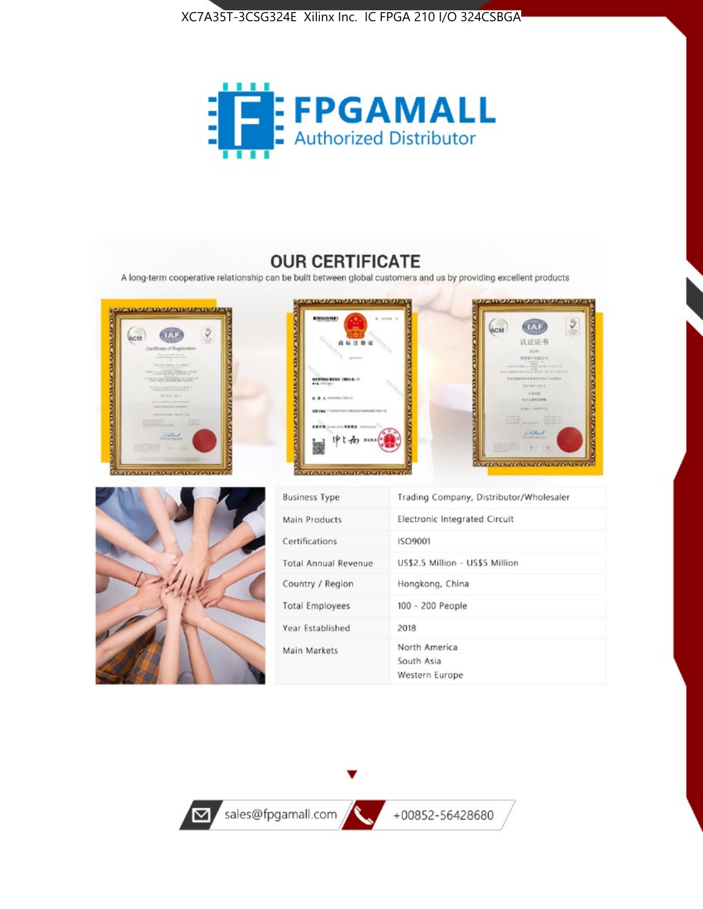FPGAMALL
Authorized Distributor

# OUR CERTIFICATE

A long-term cooperative relationship can be built between global customers and us by providing excellent products

| | |
|---|---|
| Business Type | Trading Company, Distributor/Wholesaler |
| Main Products | Electronic Integrated Circuit |
| Certifications | ISO9001 |
| Total Annual Revenue | US$2.5 Million - US$5 Million |
| Country / Region | Hongkong, China |
| Total Employees | 100 - 200 People |
| Year Established | 2018 |
| Main Markets | North America<br>South Asia<br>Western Europe |

sales@fpgamall.com +00852-56428680